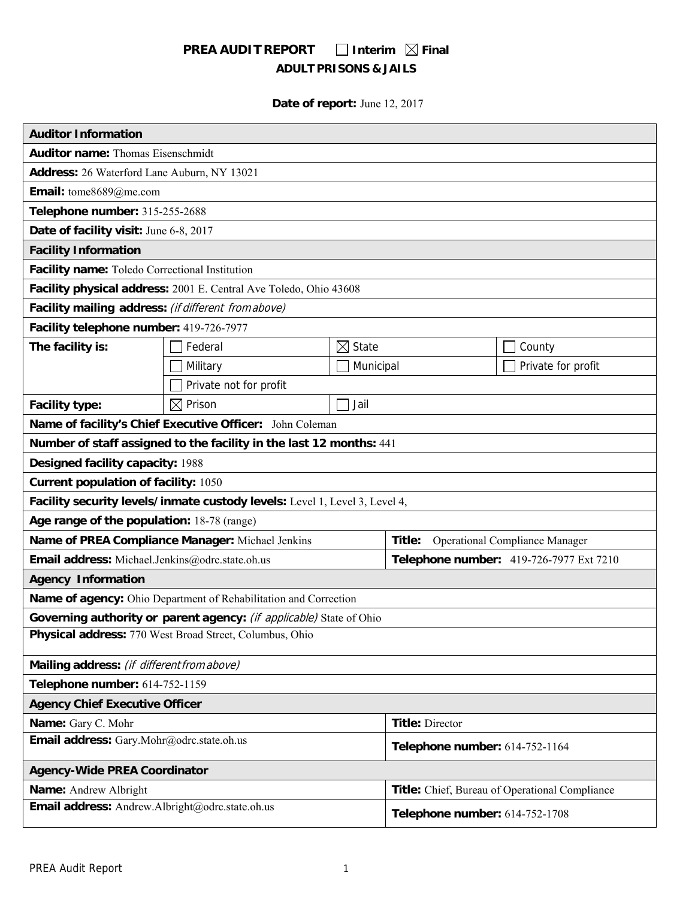# PREA AUDIT REPORT ☐ Interim ☒ Final

## ADULT PRISONS & JAILS

**Date of report:** June 12, 2017

| **Auditor Information** | | | |
|---|---|---|---|
| **Auditor name:** Thomas Eisenschmidt | | | |
| **Address:** 26 Waterford Lane Auburn, NY 13021 | | | |
| **Email:** tome8689@me.com | | | |
| **Telephone number:** 315-255-2688 | | | |
| **Date of facility visit:** June 6-8, 2017 | | | |
| **Facility Information** | | | |
| **Facility name:** Toledo Correctional Institution | | | |
| **Facility physical address:** 2001 E. Central Ave Toledo, Ohio 43608 | | | |
| **Facility mailing address:** *(if different from above)* | | | |
| **Facility telephone number:** 419-726-7977 | | | |
| **The facility is:** | ☐ Federal | ☒ State | ☐ County |
| | ☐ Military | ☐ Municipal | ☐ Private for profit |
| | ☐ Private not for profit | | |
| **Facility type:** | ☒ Prison | ☐ Jail | |
| **Name of facility's Chief Executive Officer:** John Coleman | | | |
| **Number of staff assigned to the facility in the last 12 months:** 441 | | | |
| **Designed facility capacity:** 1988 | | | |
| **Current population of facility:** 1050 | | | |
| **Facility security levels/inmate custody levels:** Level 1, Level 3, Level 4, | | | |
| **Age range of the population:** 18-78 (range) | | | |
| **Name of PREA Compliance Manager:** Michael Jenkins | | **Title:** Operational Compliance Manager | |
| **Email address:** Michael.Jenkins@odrc.state.oh.us | | **Telephone number:** 419-726-7977 Ext 7210 | |
| **Agency Information** | | | |
| **Name of agency:** Ohio Department of Rehabilitation and Correction | | | |
| **Governing authority or parent agency:** *(if applicable)* State of Ohio | | | |
| **Physical address:** 770 West Broad Street, Columbus, Ohio | | | |
| **Mailing address:** *(if different from above)* | | | |
| **Telephone number:** 614-752-1159 | | | |
| **Agency Chief Executive Officer** | | | |
| **Name:** Gary C. Mohr | | **Title:** Director | |
| **Email address:** Gary.Mohr@odrc.state.oh.us | | **Telephone number:** 614-752-1164 | |
| **Agency-Wide PREA Coordinator** | | | |
| **Name:** Andrew Albright | | **Title:** Chief, Bureau of Operational Compliance | |
| **Email address:** Andrew.Albright@odrc.state.oh.us | | **Telephone number:** 614-752-1708 | |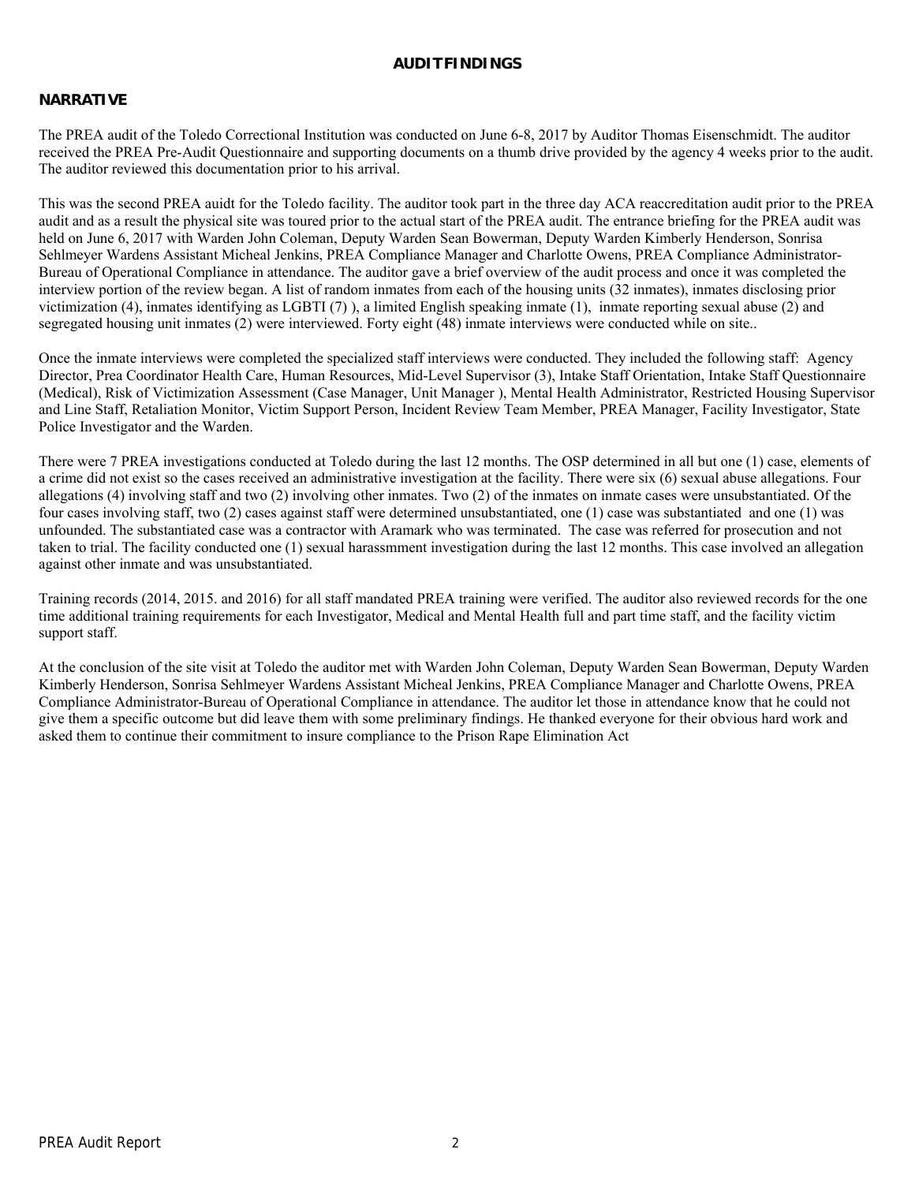# AUDIT FINDINGS

## NARRATIVE

The PREA audit of the Toledo Correctional Institution was conducted on June 6-8, 2017 by Auditor Thomas Eisenschmidt. The auditor received the PREA Pre-Audit Questionnaire and supporting documents on a thumb drive provided by the agency 4 weeks prior to the audit. The auditor reviewed this documentation prior to his arrival.

This was the second PREA auidt for the Toledo facility. The auditor took part in the three day ACA reaccreditation audit prior to the PREA audit and as a result the physical site was toured prior to the actual start of the PREA audit. The entrance briefing for the PREA audit was held on June 6, 2017 with Warden John Coleman, Deputy Warden Sean Bowerman, Deputy Warden Kimberly Henderson, Sonrisa Sehlmeyer Wardens Assistant Micheal Jenkins, PREA Compliance Manager and Charlotte Owens, PREA Compliance Administrator-Bureau of Operational Compliance in attendance. The auditor gave a brief overview of the audit process and once it was completed the interview portion of the review began. A list of random inmates from each of the housing units (32 inmates), inmates disclosing prior victimization (4), inmates identifying as LGBTI (7) ), a limited English speaking inmate (1), inmate reporting sexual abuse (2) and segregated housing unit inmates (2) were interviewed. Forty eight (48) inmate interviews were conducted while on site..

Once the inmate interviews were completed the specialized staff interviews were conducted. They included the following staff: Agency Director, Prea Coordinator Health Care, Human Resources, Mid-Level Supervisor (3), Intake Staff Orientation, Intake Staff Questionnaire (Medical), Risk of Victimization Assessment (Case Manager, Unit Manager ), Mental Health Administrator, Restricted Housing Supervisor and Line Staff, Retaliation Monitor, Victim Support Person, Incident Review Team Member, PREA Manager, Facility Investigator, State Police Investigator and the Warden.

There were 7 PREA investigations conducted at Toledo during the last 12 months. The OSP determined in all but one (1) case, elements of a crime did not exist so the cases received an administrative investigation at the facility. There were six (6) sexual abuse allegations. Four allegations (4) involving staff and two (2) involving other inmates. Two (2) of the inmates on inmate cases were unsubstantiated. Of the four cases involving staff, two (2) cases against staff were determined unsubstantiated, one (1) case was substantiated and one (1) was unfounded. The substantiated case was a contractor with Aramark who was terminated. The case was referred for prosecution and not taken to trial. The facility conducted one (1) sexual harassmment investigation during the last 12 months. This case involved an allegation against other inmate and was unsubstantiated.

Training records (2014, 2015. and 2016) for all staff mandated PREA training were verified. The auditor also reviewed records for the one time additional training requirements for each Investigator, Medical and Mental Health full and part time staff, and the facility victim support staff.

At the conclusion of the site visit at Toledo the auditor met with Warden John Coleman, Deputy Warden Sean Bowerman, Deputy Warden Kimberly Henderson, Sonrisa Sehlmeyer Wardens Assistant Micheal Jenkins, PREA Compliance Manager and Charlotte Owens, PREA Compliance Administrator-Bureau of Operational Compliance in attendance. The auditor let those in attendance know that he could not give them a specific outcome but did leave them with some preliminary findings. He thanked everyone for their obvious hard work and asked them to continue their commitment to insure compliance to the Prison Rape Elimination Act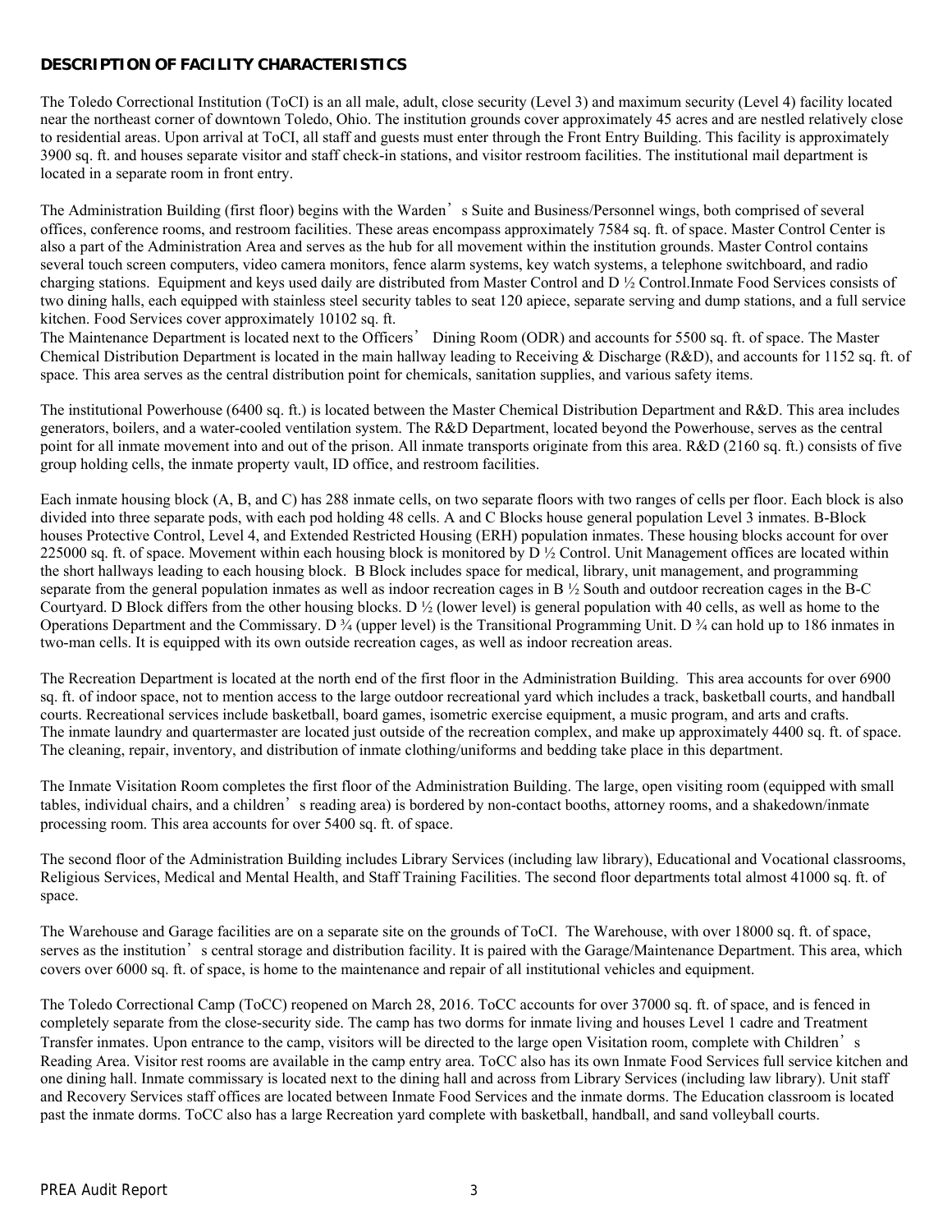**DESCRIPTION OF FACILITY CHARACTERISTICS**

The Toledo Correctional Institution (ToCI) is an all male, adult, close security (Level 3) and maximum security (Level 4) facility located near the northeast corner of downtown Toledo, Ohio. The institution grounds cover approximately 45 acres and are nestled relatively close to residential areas. Upon arrival at ToCI, all staff and guests must enter through the Front Entry Building. This facility is approximately 3900 sq. ft. and houses separate visitor and staff check-in stations, and visitor restroom facilities. The institutional mail department is located in a separate room in front entry.

The Administration Building (first floor) begins with the Warden's Suite and Business/Personnel wings, both comprised of several offices, conference rooms, and restroom facilities. These areas encompass approximately 7584 sq. ft. of space. Master Control Center is also a part of the Administration Area and serves as the hub for all movement within the institution grounds. Master Control contains several touch screen computers, video camera monitors, fence alarm systems, key watch systems, a telephone switchboard, and radio charging stations. Equipment and keys used daily are distributed from Master Control and D ½ Control.Inmate Food Services consists of two dining halls, each equipped with stainless steel security tables to seat 120 apiece, separate serving and dump stations, and a full service kitchen. Food Services cover approximately 10102 sq. ft.
The Maintenance Department is located next to the Officers' Dining Room (ODR) and accounts for 5500 sq. ft. of space. The Master Chemical Distribution Department is located in the main hallway leading to Receiving & Discharge (R&D), and accounts for 1152 sq. ft. of space. This area serves as the central distribution point for chemicals, sanitation supplies, and various safety items.

The institutional Powerhouse (6400 sq. ft.) is located between the Master Chemical Distribution Department and R&D. This area includes generators, boilers, and a water-cooled ventilation system. The R&D Department, located beyond the Powerhouse, serves as the central point for all inmate movement into and out of the prison. All inmate transports originate from this area. R&D (2160 sq. ft.) consists of five group holding cells, the inmate property vault, ID office, and restroom facilities.

Each inmate housing block (A, B, and C) has 288 inmate cells, on two separate floors with two ranges of cells per floor. Each block is also divided into three separate pods, with each pod holding 48 cells. A and C Blocks house general population Level 3 inmates. B-Block houses Protective Control, Level 4, and Extended Restricted Housing (ERH) population inmates. These housing blocks account for over 225000 sq. ft. of space. Movement within each housing block is monitored by D ½ Control. Unit Management offices are located within the short hallways leading to each housing block. B Block includes space for medical, library, unit management, and programming separate from the general population inmates as well as indoor recreation cages in B ½ South and outdoor recreation cages in the B-C Courtyard. D Block differs from the other housing blocks. D ½ (lower level) is general population with 40 cells, as well as home to the Operations Department and the Commissary. D ¾ (upper level) is the Transitional Programming Unit. D ¾ can hold up to 186 inmates in two-man cells. It is equipped with its own outside recreation cages, as well as indoor recreation areas.

The Recreation Department is located at the north end of the first floor in the Administration Building. This area accounts for over 6900 sq. ft. of indoor space, not to mention access to the large outdoor recreational yard which includes a track, basketball courts, and handball courts. Recreational services include basketball, board games, isometric exercise equipment, a music program, and arts and crafts.
The inmate laundry and quartermaster are located just outside of the recreation complex, and make up approximately 4400 sq. ft. of space. The cleaning, repair, inventory, and distribution of inmate clothing/uniforms and bedding take place in this department.

The Inmate Visitation Room completes the first floor of the Administration Building. The large, open visiting room (equipped with small tables, individual chairs, and a children's reading area) is bordered by non-contact booths, attorney rooms, and a shakedown/inmate processing room. This area accounts for over 5400 sq. ft. of space.

The second floor of the Administration Building includes Library Services (including law library), Educational and Vocational classrooms, Religious Services, Medical and Mental Health, and Staff Training Facilities. The second floor departments total almost 41000 sq. ft. of space.

The Warehouse and Garage facilities are on a separate site on the grounds of ToCI. The Warehouse, with over 18000 sq. ft. of space, serves as the institution's central storage and distribution facility. It is paired with the Garage/Maintenance Department. This area, which covers over 6000 sq. ft. of space, is home to the maintenance and repair of all institutional vehicles and equipment.

The Toledo Correctional Camp (ToCC) reopened on March 28, 2016. ToCC accounts for over 37000 sq. ft. of space, and is fenced in completely separate from the close-security side. The camp has two dorms for inmate living and houses Level 1 cadre and Treatment Transfer inmates. Upon entrance to the camp, visitors will be directed to the large open Visitation room, complete with Children's Reading Area. Visitor rest rooms are available in the camp entry area. ToCC also has its own Inmate Food Services full service kitchen and one dining hall. Inmate commissary is located next to the dining hall and across from Library Services (including law library). Unit staff and Recovery Services staff offices are located between Inmate Food Services and the inmate dorms. The Education classroom is located past the inmate dorms. ToCC also has a large Recreation yard complete with basketball, handball, and sand volleyball courts.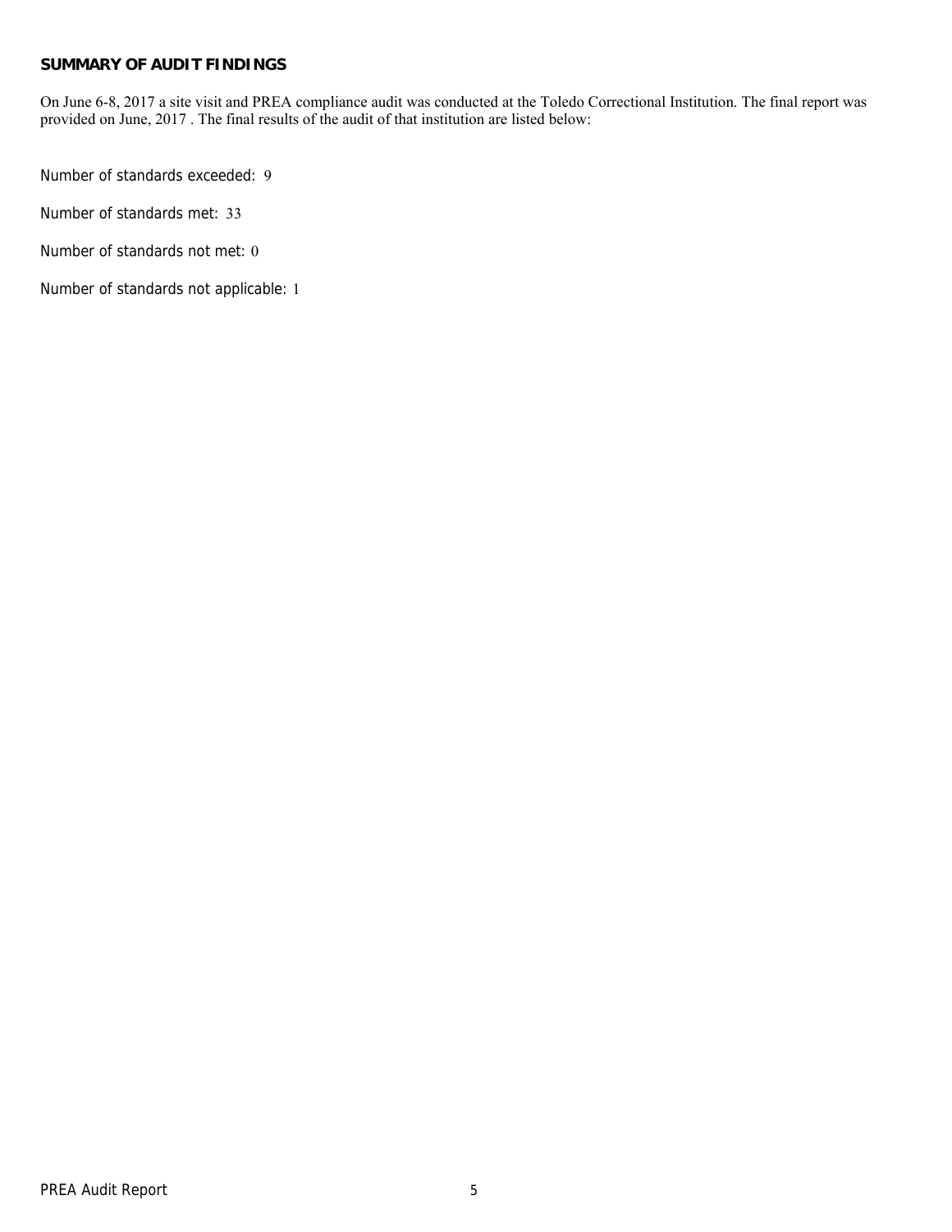## SUMMARY OF AUDIT FINDINGS

On June 6-8, 2017 a site visit and PREA compliance audit was conducted at the Toledo Correctional Institution. The final report was provided on June, 2017 . The final results of the audit of that institution are listed below:

Number of standards exceeded: 9

Number of standards met: 33

Number of standards not met: 0

Number of standards not applicable: 1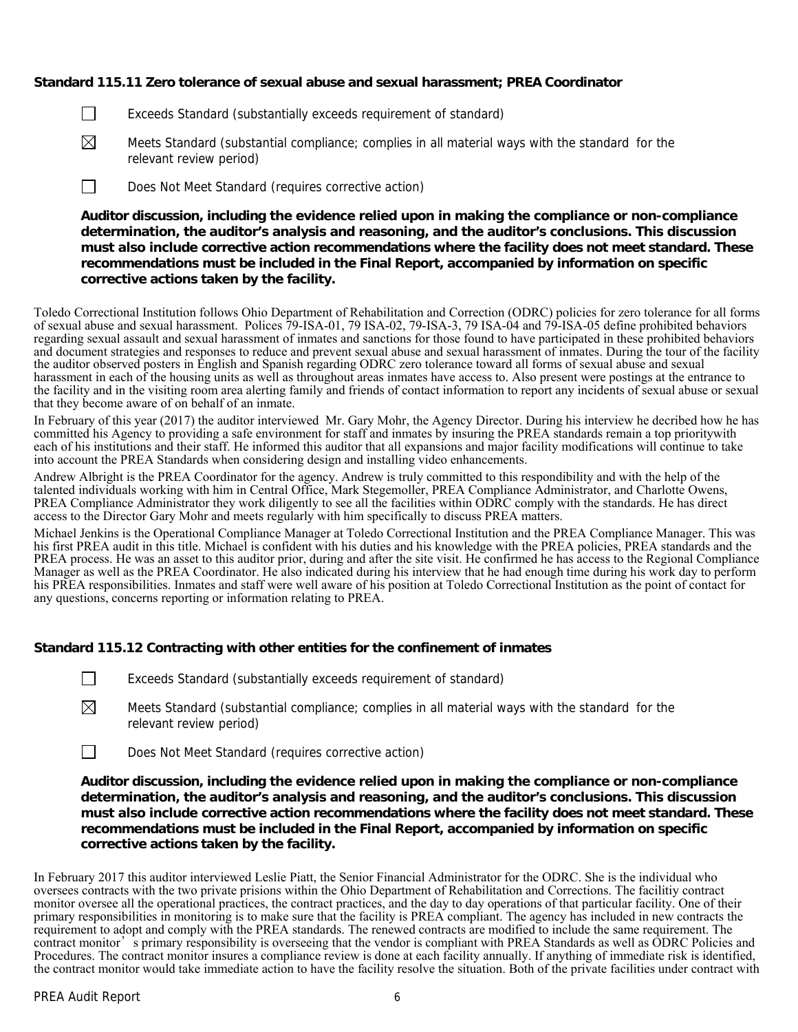**Standard 115.11 Zero tolerance of sexual abuse and sexual harassment; PREA Coordinator**

☐ Exceeds Standard (substantially exceeds requirement of standard)

☒ Meets Standard (substantial compliance; complies in all material ways with the standard for the relevant review period)

☐ Does Not Meet Standard (requires corrective action)

**Auditor discussion, including the evidence relied upon in making the compliance or non-compliance determination, the auditor's analysis and reasoning, and the auditor's conclusions. This discussion must also include corrective action recommendations where the facility does not meet standard. These recommendations must be included in the Final Report, accompanied by information on specific corrective actions taken by the facility.**

Toledo Correctional Institution follows Ohio Department of Rehabilitation and Correction (ODRC) policies for zero tolerance for all forms of sexual abuse and sexual harassment. Polices 79-ISA-01, 79 ISA-02, 79-ISA-3, 79 ISA-04 and 79-ISA-05 define prohibited behaviors regarding sexual assault and sexual harassment of inmates and sanctions for those found to have participated in these prohibited behaviors and document strategies and responses to reduce and prevent sexual abuse and sexual harassment of inmates. During the tour of the facility the auditor observed posters in English and Spanish regarding ODRC zero tolerance toward all forms of sexual abuse and sexual harassment in each of the housing units as well as throughout areas inmates have access to. Also present were postings at the entrance to the facility and in the visiting room area alerting family and friends of contact information to report any incidents of sexual abuse or sexual that they become aware of on behalf of an inmate.

In February of this year (2017) the auditor interviewed Mr. Gary Mohr, the Agency Director. During his interview he decribed how he has committed his Agency to providing a safe environment for staff and inmates by insuring the PREA standards remain a top prioritywith each of his institutions and their staff. He informed this auditor that all expansions and major facility modifications will continue to take into account the PREA Standards when considering design and installing video enhancements.

Andrew Albright is the PREA Coordinator for the agency. Andrew is truly committed to this respondibility and with the help of the talented individuals working with him in Central Office, Mark Stegemoller, PREA Compliance Administrator, and Charlotte Owens, PREA Compliance Administrator they work diligently to see all the facilities within ODRC comply with the standards. He has direct access to the Director Gary Mohr and meets regularly with him specifically to discuss PREA matters.

Michael Jenkins is the Operational Compliance Manager at Toledo Correctional Institution and the PREA Compliance Manager. This was his first PREA audit in this title. Michael is confident with his duties and his knowledge with the PREA policies, PREA standards and the PREA process. He was an asset to this auditor prior, during and after the site visit. He confirmed he has access to the Regional Compliance Manager as well as the PREA Coordinator. He also indicated during his interview that he had enough time during his work day to perform his PREA responsibilities. Inmates and staff were well aware of his position at Toledo Correctional Institution as the point of contact for any questions, concerns reporting or information relating to PREA.

**Standard 115.12 Contracting with other entities for the confinement of inmates**

☐ Exceeds Standard (substantially exceeds requirement of standard)

☒ Meets Standard (substantial compliance; complies in all material ways with the standard for the relevant review period)

☐ Does Not Meet Standard (requires corrective action)

**Auditor discussion, including the evidence relied upon in making the compliance or non-compliance determination, the auditor's analysis and reasoning, and the auditor's conclusions. This discussion must also include corrective action recommendations where the facility does not meet standard. These recommendations must be included in the Final Report, accompanied by information on specific corrective actions taken by the facility.**

In February 2017 this auditor interviewed Leslie Piatt, the Senior Financial Administrator for the ODRC. She is the individual who oversees contracts with the two private prisions within the Ohio Department of Rehabilitation and Corrections. The facilitiy contract monitor oversee all the operational practices, the contract practices, and the day to day operations of that particular facility. One of their primary responsibilities in monitoring is to make sure that the facility is PREA compliant. The agency has included in new contracts the requirement to adopt and comply with the PREA standards. The renewed contracts are modified to include the same requirement. The contract monitor's primary responsibility is overseeing that the vendor is compliant with PREA Standards as well as ODRC Policies and Procedures. The contract monitor insures a compliance review is done at each facility annually. If anything of immediate risk is identified, the contract monitor would take immediate action to have the facility resolve the situation. Both of the private facilities under contract with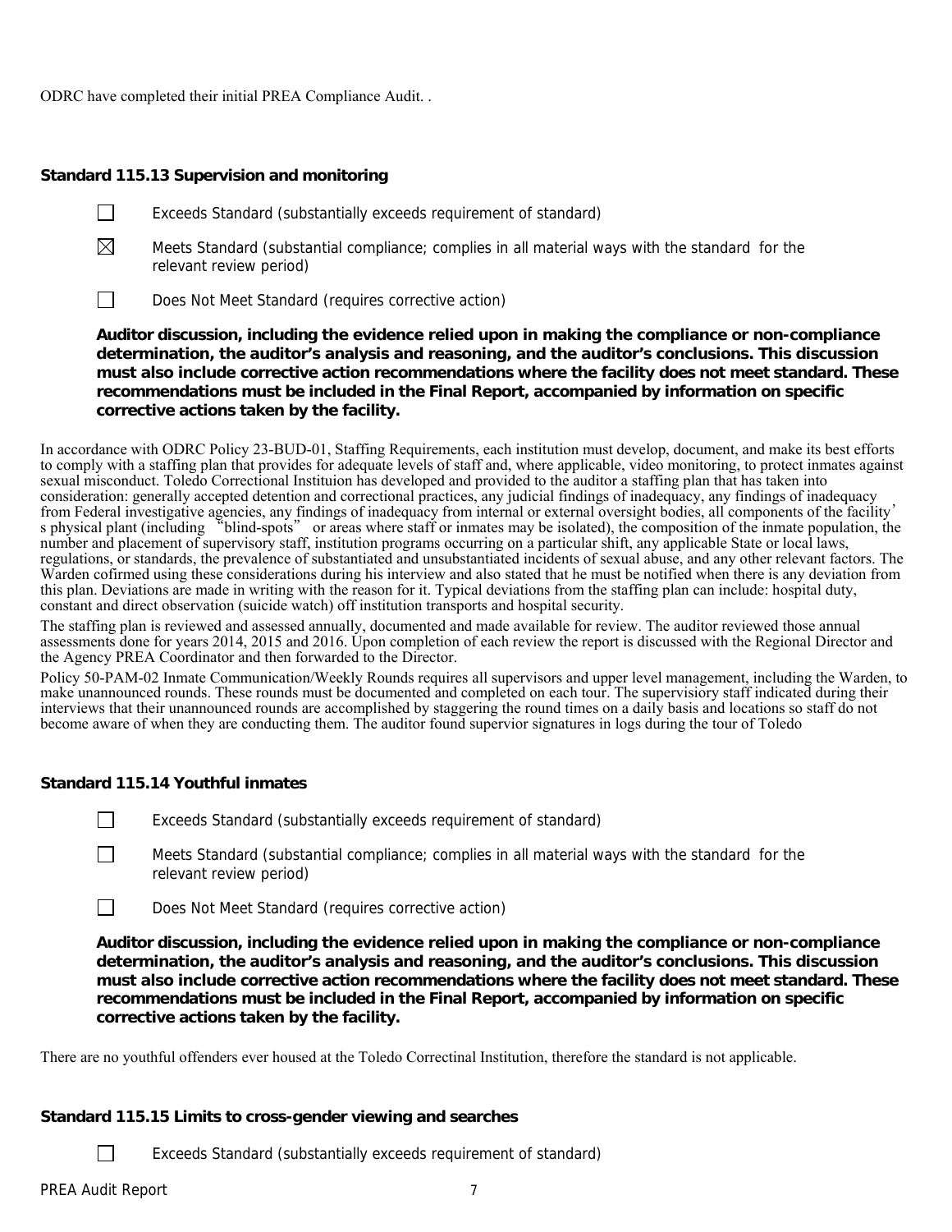ODRC have completed their initial PREA Compliance Audit. .

**Standard 115.13 Supervision and monitoring**

☐ Exceeds Standard (substantially exceeds requirement of standard)

☒ Meets Standard (substantial compliance; complies in all material ways with the standard for the relevant review period)

☐ Does Not Meet Standard (requires corrective action)

**Auditor discussion, including the evidence relied upon in making the compliance or non-compliance determination, the auditor's analysis and reasoning, and the auditor's conclusions. This discussion must also include corrective action recommendations where the facility does not meet standard. These recommendations must be included in the Final Report, accompanied by information on specific corrective actions taken by the facility.**

In accordance with ODRC Policy 23-BUD-01, Staffing Requirements, each institution must develop, document, and make its best efforts to comply with a staffing plan that provides for adequate levels of staff and, where applicable, video monitoring, to protect inmates against sexual misconduct. Toledo Correctional Instituion has developed and provided to the auditor a staffing plan that has taken into consideration: generally accepted detention and correctional practices, any judicial findings of inadequacy, any findings of inadequacy from Federal investigative agencies, any findings of inadequacy from internal or external oversight bodies, all components of the facility's physical plant (including "blind-spots" or areas where staff or inmates may be isolated), the composition of the inmate population, the number and placement of supervisory staff, institution programs occurring on a particular shift, any applicable State or local laws, regulations, or standards, the prevalence of substantiated and unsubstantiated incidents of sexual abuse, and any other relevant factors. The Warden cofirmed using these considerations during his interview and also stated that he must be notified when there is any deviation from this plan. Deviations are made in writing with the reason for it. Typical deviations from the staffing plan can include: hospital duty, constant and direct observation (suicide watch) off institution transports and hospital security.

The staffing plan is reviewed and assessed annually, documented and made available for review. The auditor reviewed those annual assessments done for years 2014, 2015 and 2016. Upon completion of each review the report is discussed with the Regional Director and the Agency PREA Coordinator and then forwarded to the Director.

Policy 50-PAM-02 Inmate Communication/Weekly Rounds requires all supervisors and upper level management, including the Warden, to make unannounced rounds. These rounds must be documented and completed on each tour. The supervisiory staff indicated during their interviews that their unannounced rounds are accomplished by staggering the round times on a daily basis and locations so staff do not become aware of when they are conducting them. The auditor found supervior signatures in logs during the tour of Toledo

**Standard 115.14 Youthful inmates**

☐ Exceeds Standard (substantially exceeds requirement of standard)

☐ Meets Standard (substantial compliance; complies in all material ways with the standard for the relevant review period)

☐ Does Not Meet Standard (requires corrective action)

**Auditor discussion, including the evidence relied upon in making the compliance or non-compliance determination, the auditor's analysis and reasoning, and the auditor's conclusions. This discussion must also include corrective action recommendations where the facility does not meet standard. These recommendations must be included in the Final Report, accompanied by information on specific corrective actions taken by the facility.**

There are no youthful offenders ever housed at the Toledo Correctinal Institution, therefore the standard is not applicable.

**Standard 115.15 Limits to cross-gender viewing and searches**

☐ Exceeds Standard (substantially exceeds requirement of standard)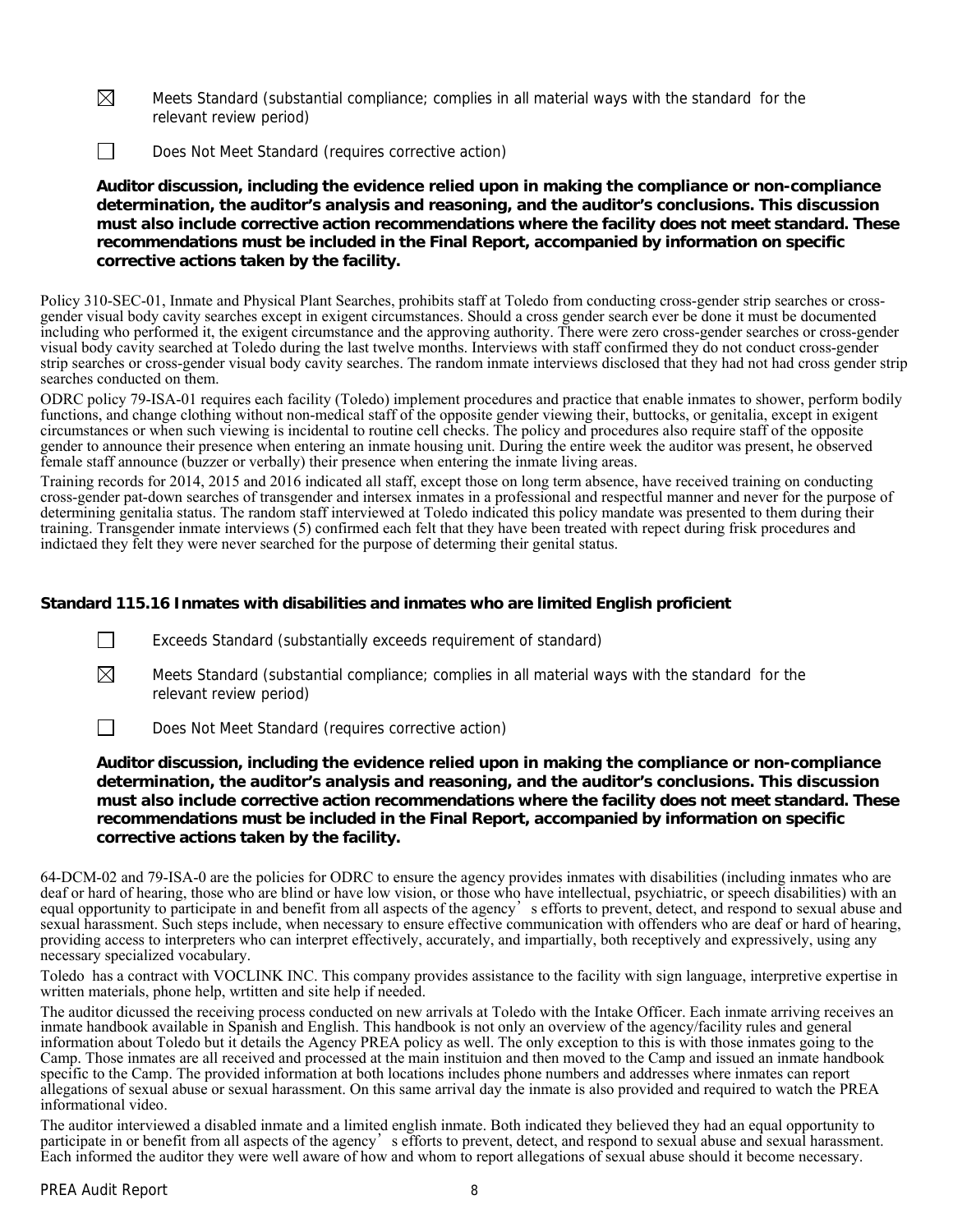☒ Meets Standard (substantial compliance; complies in all material ways with the standard for the relevant review period)

☐ Does Not Meet Standard (requires corrective action)

**Auditor discussion, including the evidence relied upon in making the compliance or non-compliance determination, the auditor's analysis and reasoning, and the auditor's conclusions. This discussion must also include corrective action recommendations where the facility does not meet standard. These recommendations must be included in the Final Report, accompanied by information on specific corrective actions taken by the facility.**

Policy 310-SEC-01, Inmate and Physical Plant Searches, prohibits staff at Toledo from conducting cross-gender strip searches or cross-gender visual body cavity searches except in exigent circumstances. Should a cross gender search ever be done it must be documented including who performed it, the exigent circumstance and the approving authority. There were zero cross-gender searches or cross-gender visual body cavity searched at Toledo during the last twelve months. Interviews with staff confirmed they do not conduct cross-gender strip searches or cross-gender visual body cavity searches. The random inmate interviews disclosed that they had not had cross gender strip searches conducted on them.

ODRC policy 79-ISA-01 requires each facility (Toledo) implement procedures and practice that enable inmates to shower, perform bodily functions, and change clothing without non-medical staff of the opposite gender viewing their, buttocks, or genitalia, except in exigent circumstances or when such viewing is incidental to routine cell checks. The policy and procedures also require staff of the opposite gender to announce their presence when entering an inmate housing unit. During the entire week the auditor was present, he observed female staff announce (buzzer or verbally) their presence when entering the inmate living areas.

Training records for 2014, 2015 and 2016 indicated all staff, except those on long term absence, have received training on conducting cross-gender pat-down searches of transgender and intersex inmates in a professional and respectful manner and never for the purpose of determining genitalia status. The random staff interviewed at Toledo indicated this policy mandate was presented to them during their training. Transgender inmate interviews (5) confirmed each felt that they have been treated with repect during frisk procedures and indictaed they felt they were never searched for the purpose of determing their genital status.

### Standard 115.16 Inmates with disabilities and inmates who are limited English proficient

☐ Exceeds Standard (substantially exceeds requirement of standard)

☒ Meets Standard (substantial compliance; complies in all material ways with the standard for the relevant review period)

☐ Does Not Meet Standard (requires corrective action)

**Auditor discussion, including the evidence relied upon in making the compliance or non-compliance determination, the auditor's analysis and reasoning, and the auditor's conclusions. This discussion must also include corrective action recommendations where the facility does not meet standard. These recommendations must be included in the Final Report, accompanied by information on specific corrective actions taken by the facility.**

64-DCM-02 and 79-ISA-0 are the policies for ODRC to ensure the agency provides inmates with disabilities (including inmates who are deaf or hard of hearing, those who are blind or have low vision, or those who have intellectual, psychiatric, or speech disabilities) with an equal opportunity to participate in and benefit from all aspects of the agency's efforts to prevent, detect, and respond to sexual abuse and sexual harassment. Such steps include, when necessary to ensure effective communication with offenders who are deaf or hard of hearing, providing access to interpreters who can interpret effectively, accurately, and impartially, both receptively and expressively, using any necessary specialized vocabulary.

Toledo has a contract with VOCLINK INC. This company provides assistance to the facility with sign language, interpretive expertise in written materials, phone help, wrtitten and site help if needed.

The auditor dicussed the receiving process conducted on new arrivals at Toledo with the Intake Officer. Each inmate arriving receives an inmate handbook available in Spanish and English. This handbook is not only an overview of the agency/facility rules and general information about Toledo but it details the Agency PREA policy as well. The only exception to this is with those inmates going to the Camp. Those inmates are all received and processed at the main instituion and then moved to the Camp and issued an inmate handbook specific to the Camp. The provided information at both locations includes phone numbers and addresses where inmates can report allegations of sexual abuse or sexual harassment. On this same arrival day the inmate is also provided and required to watch the PREA informational video.

The auditor interviewed a disabled inmate and a limited english inmate. Both indicated they believed they had an equal opportunity to participate in or benefit from all aspects of the agency's efforts to prevent, detect, and respond to sexual abuse and sexual harassment. Each informed the auditor they were well aware of how and whom to report allegations of sexual abuse should it become necessary.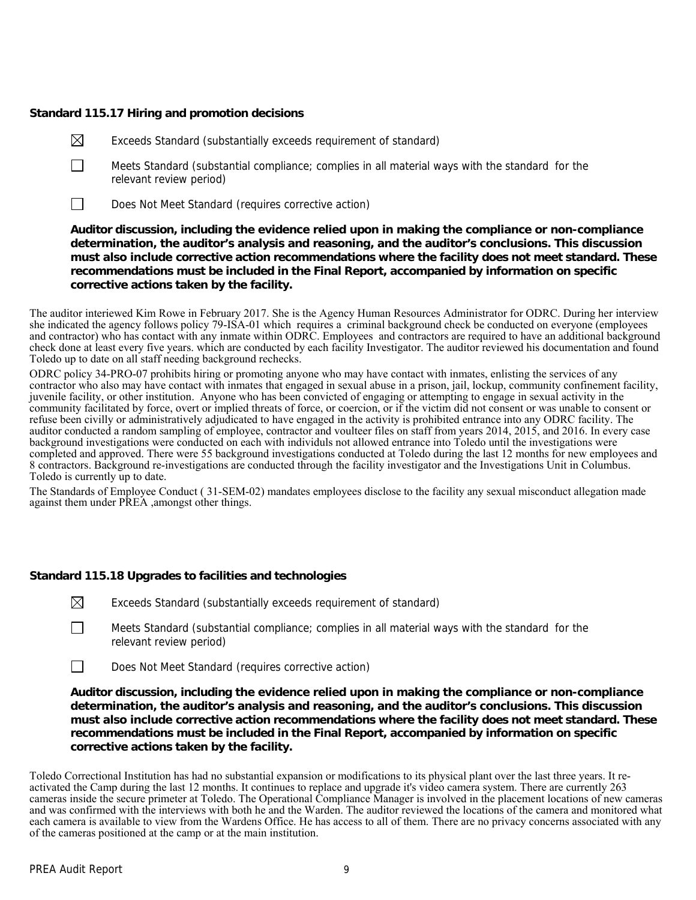**Standard 115.17 Hiring and promotion decisions**

☒ Exceeds Standard (substantially exceeds requirement of standard)

☐ Meets Standard (substantial compliance; complies in all material ways with the standard for the relevant review period)

☐ Does Not Meet Standard (requires corrective action)

**Auditor discussion, including the evidence relied upon in making the compliance or non-compliance determination, the auditor's analysis and reasoning, and the auditor's conclusions. This discussion must also include corrective action recommendations where the facility does not meet standard. These recommendations must be included in the Final Report, accompanied by information on specific corrective actions taken by the facility.**

The auditor interiewed Kim Rowe in February 2017. She is the Agency Human Resources Administrator for ODRC. During her interview she indicated the agency follows policy 79-ISA-01 which requires a criminal background check be conducted on everyone (employees and contractor) who has contact with any inmate within ODRC. Employees and contractors are required to have an additional background check done at least every five years. which are conducted by each facility Investigator. The auditor reviewed his documentation and found Toledo up to date on all staff needing background rechecks.

ODRC policy 34-PRO-07 prohibits hiring or promoting anyone who may have contact with inmates, enlisting the services of any contractor who also may have contact with inmates that engaged in sexual abuse in a prison, jail, lockup, community confinement facility, juvenile facility, or other institution. Anyone who has been convicted of engaging or attempting to engage in sexual activity in the community facilitated by force, overt or implied threats of force, or coercion, or if the victim did not consent or was unable to consent or refuse been civilly or administratively adjudicated to have engaged in the activity is prohibited entrance into any ODRC facility. The auditor conducted a random sampling of employee, contractor and voulteer files on staff from years 2014, 2015, and 2016. In every case background investigations were conducted on each with individuls not allowed entrance into Toledo until the investigations were completed and approved. There were 55 background investigations conducted at Toledo during the last 12 months for new employees and 8 contractors. Background re-investigations are conducted through the facility investigator and the Investigations Unit in Columbus. Toledo is currently up to date.

The Standards of Employee Conduct ( 31-SEM-02) mandates employees disclose to the facility any sexual misconduct allegation made against them under PREA ,amongst other things.

**Standard 115.18 Upgrades to facilities and technologies**

☒ Exceeds Standard (substantially exceeds requirement of standard)

☐ Meets Standard (substantial compliance; complies in all material ways with the standard for the relevant review period)

☐ Does Not Meet Standard (requires corrective action)

**Auditor discussion, including the evidence relied upon in making the compliance or non-compliance determination, the auditor's analysis and reasoning, and the auditor's conclusions. This discussion must also include corrective action recommendations where the facility does not meet standard. These recommendations must be included in the Final Report, accompanied by information on specific corrective actions taken by the facility.**

Toledo Correctional Institution has had no substantial expansion or modifications to its physical plant over the last three years. It re-activated the Camp during the last 12 months. It continues to replace and upgrade it's video camera system. There are currently 263 cameras inside the secure primeter at Toledo. The Operational Compliance Manager is involved in the placement locations of new cameras and was confirmed with the interviews with both he and the Warden. The auditor reviewed the locations of the camera and monitored what each camera is available to view from the Wardens Office. He has access to all of them. There are no privacy concerns associated with any of the cameras positioned at the camp or at the main institution.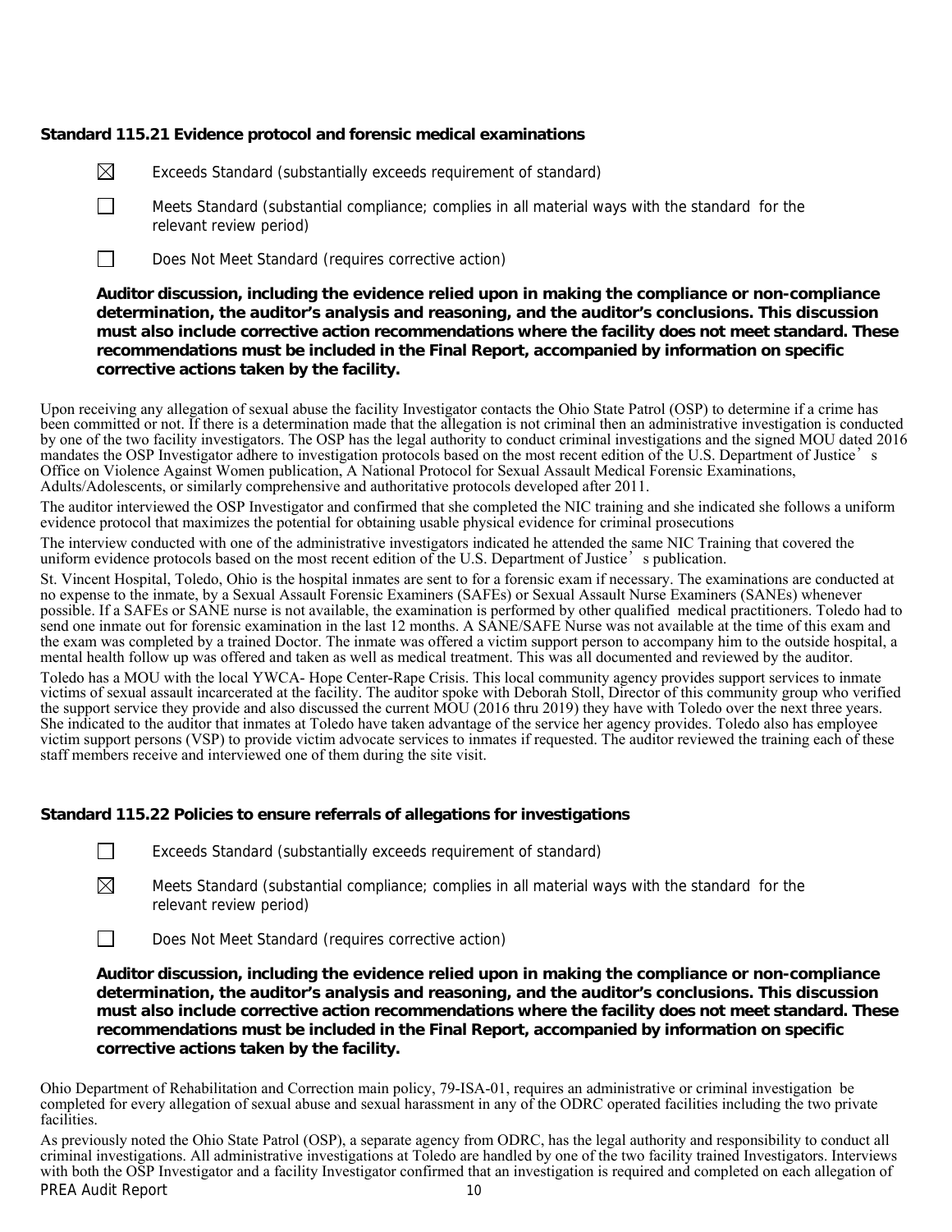**Standard 115.21 Evidence protocol and forensic medical examinations**

☒ Exceeds Standard (substantially exceeds requirement of standard)

☐ Meets Standard (substantial compliance; complies in all material ways with the standard for the relevant review period)

☐ Does Not Meet Standard (requires corrective action)

**Auditor discussion, including the evidence relied upon in making the compliance or non-compliance determination, the auditor's analysis and reasoning, and the auditor's conclusions. This discussion must also include corrective action recommendations where the facility does not meet standard. These recommendations must be included in the Final Report, accompanied by information on specific corrective actions taken by the facility.**

Upon receiving any allegation of sexual abuse the facility Investigator contacts the Ohio State Patrol (OSP) to determine if a crime has been committed or not. If there is a determination made that the allegation is not criminal then an administrative investigation is conducted by one of the two facility investigators. The OSP has the legal authority to conduct criminal investigations and the signed MOU dated 2016 mandates the OSP Investigator adhere to investigation protocols based on the most recent edition of the U.S. Department of Justice's Office on Violence Against Women publication, A National Protocol for Sexual Assault Medical Forensic Examinations, Adults/Adolescents, or similarly comprehensive and authoritative protocols developed after 2011.

The auditor interviewed the OSP Investigator and confirmed that she completed the NIC training and she indicated she follows a uniform evidence protocol that maximizes the potential for obtaining usable physical evidence for criminal prosecutions

The interview conducted with one of the administrative investigators indicated he attended the same NIC Training that covered the uniform evidence protocols based on the most recent edition of the U.S. Department of Justice's publication.

St. Vincent Hospital, Toledo, Ohio is the hospital inmates are sent to for a forensic exam if necessary. The examinations are conducted at no expense to the inmate, by a Sexual Assault Forensic Examiners (SAFEs) or Sexual Assault Nurse Examiners (SANEs) whenever possible. If a SAFEs or SANE nurse is not available, the examination is performed by other qualified medical practitioners. Toledo had to send one inmate out for forensic examination in the last 12 months. A SANE/SAFE Nurse was not available at the time of this exam and the exam was completed by a trained Doctor. The inmate was offered a victim support person to accompany him to the outside hospital, a mental health follow up was offered and taken as well as medical treatment. This was all documented and reviewed by the auditor.

Toledo has a MOU with the local YWCA- Hope Center-Rape Crisis. This local community agency provides support services to inmate victims of sexual assault incarcerated at the facility. The auditor spoke with Deborah Stoll, Director of this community group who verified the support service they provide and also discussed the current MOU (2016 thru 2019) they have with Toledo over the next three years. She indicated to the auditor that inmates at Toledo have taken advantage of the service her agency provides. Toledo also has employee victim support persons (VSP) to provide victim advocate services to inmates if requested. The auditor reviewed the training each of these staff members receive and interviewed one of them during the site visit.

**Standard 115.22 Policies to ensure referrals of allegations for investigations**

☐ Exceeds Standard (substantially exceeds requirement of standard)

☒ Meets Standard (substantial compliance; complies in all material ways with the standard for the relevant review period)

☐ Does Not Meet Standard (requires corrective action)

**Auditor discussion, including the evidence relied upon in making the compliance or non-compliance determination, the auditor's analysis and reasoning, and the auditor's conclusions. This discussion must also include corrective action recommendations where the facility does not meet standard. These recommendations must be included in the Final Report, accompanied by information on specific corrective actions taken by the facility.**

Ohio Department of Rehabilitation and Correction main policy, 79-ISA-01, requires an administrative or criminal investigation be completed for every allegation of sexual abuse and sexual harassment in any of the ODRC operated facilities including the two private facilities.

As previously noted the Ohio State Patrol (OSP), a separate agency from ODRC, has the legal authority and responsibility to conduct all criminal investigations. All administrative investigations at Toledo are handled by one of the two facility trained Investigators. Interviews with both the OSP Investigator and a facility Investigator confirmed that an investigation is required and completed on each allegation of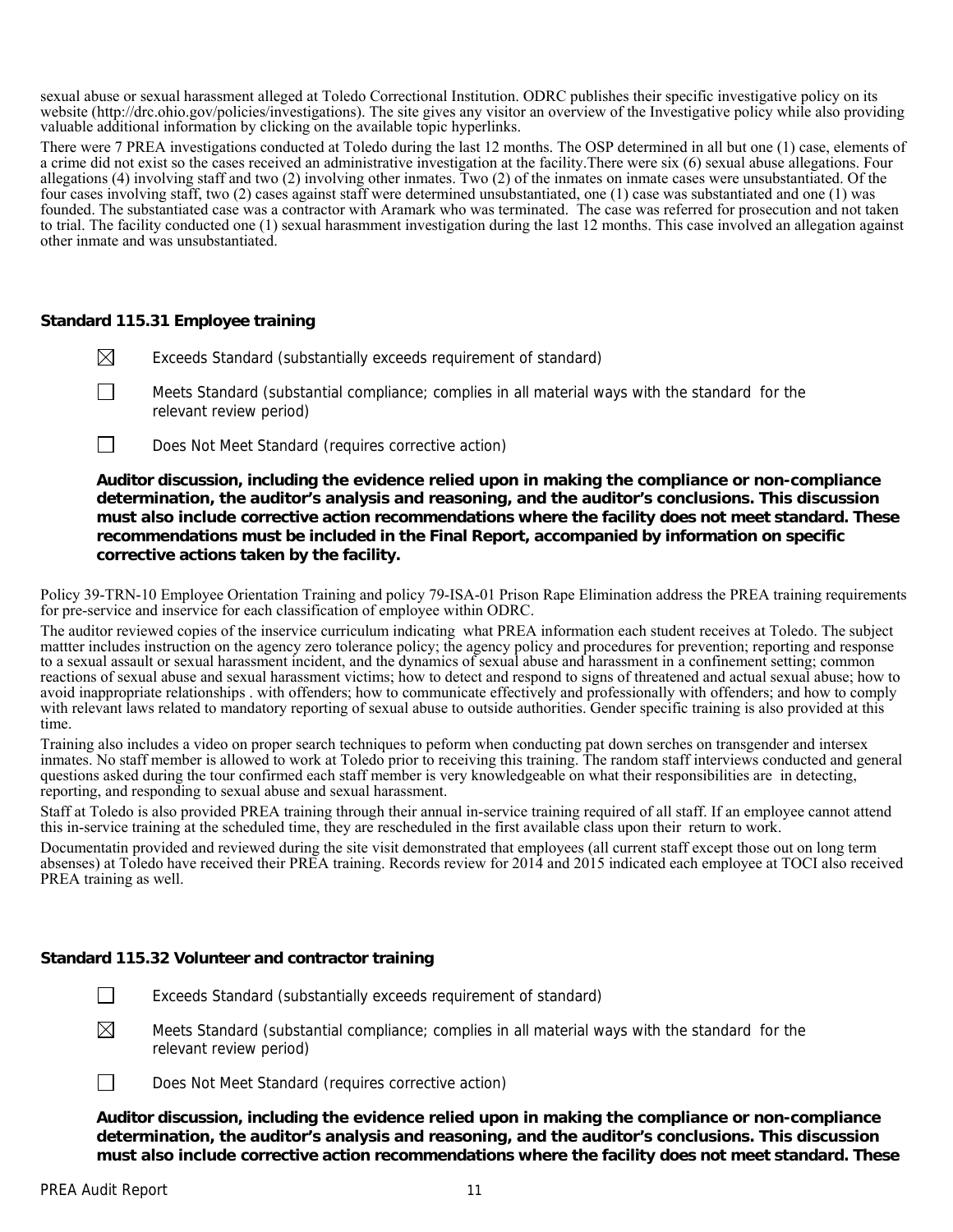sexual abuse or sexual harassment alleged at Toledo Correctional Institution. ODRC publishes their specific investigative policy on its website (http://drc.ohio.gov/policies/investigations). The site gives any visitor an overview of the Investigative policy while also providing valuable additional information by clicking on the available topic hyperlinks.

There were 7 PREA investigations conducted at Toledo during the last 12 months. The OSP determined in all but one (1) case, elements of a crime did not exist so the cases received an administrative investigation at the facility.There were six (6) sexual abuse allegations. Four allegations (4) involving staff and two (2) involving other inmates. Two (2) of the inmates on inmate cases were unsubstantiated. Of the four cases involving staff, two (2) cases against staff were determined unsubstantiated, one (1) case was substantiated and one (1) was founded. The substantiated case was a contractor with Aramark who was terminated. The case was referred for prosecution and not taken to trial. The facility conducted one (1) sexual harasmment investigation during the last 12 months. This case involved an allegation against other inmate and was unsubstantiated.

### Standard 115.31 Employee training

☒ Exceeds Standard (substantially exceeds requirement of standard)

☐ Meets Standard (substantial compliance; complies in all material ways with the standard for the relevant review period)

☐ Does Not Meet Standard (requires corrective action)

**Auditor discussion, including the evidence relied upon in making the compliance or non-compliance determination, the auditor's analysis and reasoning, and the auditor's conclusions. This discussion must also include corrective action recommendations where the facility does not meet standard. These recommendations must be included in the Final Report, accompanied by information on specific corrective actions taken by the facility.**

Policy 39-TRN-10 Employee Orientation Training and policy 79-ISA-01 Prison Rape Elimination address the PREA training requirements for pre-service and inservice for each classification of employee within ODRC.

The auditor reviewed copies of the inservice curriculum indicating what PREA information each student receives at Toledo. The subject mattter includes instruction on the agency zero tolerance policy; the agency policy and procedures for prevention; reporting and response to a sexual assault or sexual harassment incident, and the dynamics of sexual abuse and harassment in a confinement setting; common reactions of sexual abuse and sexual harassment victims; how to detect and respond to signs of threatened and actual sexual abuse; how to avoid inappropriate relationships . with offenders; how to communicate effectively and professionally with offenders; and how to comply with relevant laws related to mandatory reporting of sexual abuse to outside authorities. Gender specific training is also provided at this time.

Training also includes a video on proper search techniques to peform when conducting pat down serches on transgender and intersex inmates. No staff member is allowed to work at Toledo prior to receiving this training. The random staff interviews conducted and general questions asked during the tour confirmed each staff member is very knowledgeable on what their responsibilities are in detecting, reporting, and responding to sexual abuse and sexual harassment.

Staff at Toledo is also provided PREA training through their annual in-service training required of all staff. If an employee cannot attend this in-service training at the scheduled time, they are rescheduled in the first available class upon their return to work.

Documentatin provided and reviewed during the site visit demonstrated that employees (all current staff except those out on long term absenses) at Toledo have received their PREA training. Records review for 2014 and 2015 indicated each employee at TOCI also received PREA training as well.

### Standard 115.32 Volunteer and contractor training

☐ Exceeds Standard (substantially exceeds requirement of standard)

☒ Meets Standard (substantial compliance; complies in all material ways with the standard for the relevant review period)

☐ Does Not Meet Standard (requires corrective action)

**Auditor discussion, including the evidence relied upon in making the compliance or non-compliance determination, the auditor's analysis and reasoning, and the auditor's conclusions. This discussion must also include corrective action recommendations where the facility does not meet standard. These**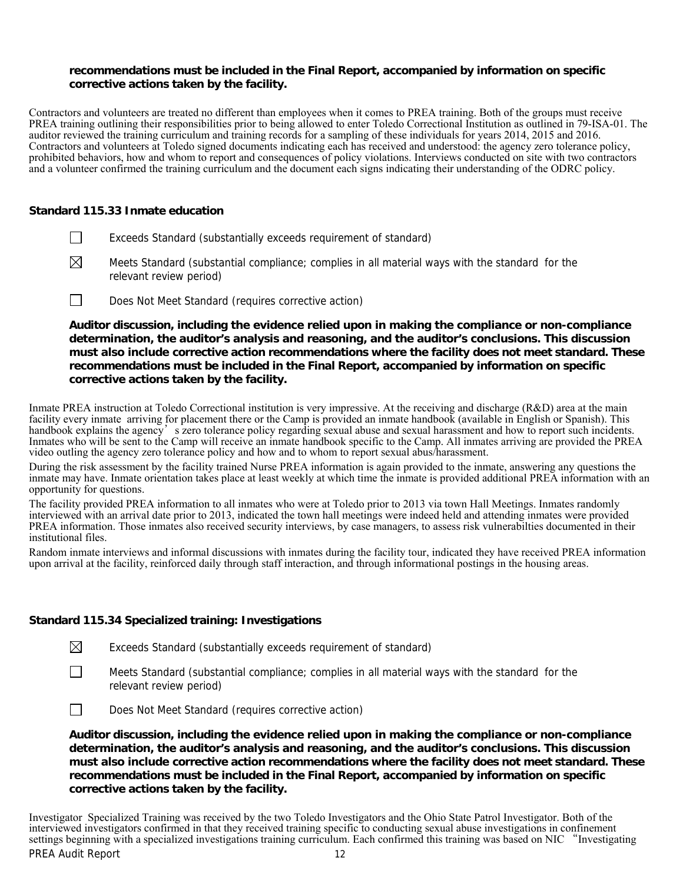**recommendations must be included in the Final Report, accompanied by information on specific corrective actions taken by the facility.**

Contractors and volunteers are treated no different than employees when it comes to PREA training. Both of the groups must receive PREA training outlining their responsibilities prior to being allowed to enter Toledo Correctional Institution as outlined in 79-ISA-01. The auditor reviewed the training curriculum and training records for a sampling of these individuals for years 2014, 2015 and 2016. Contractors and volunteers at Toledo signed documents indicating each has received and understood: the agency zero tolerance policy, prohibited behaviors, how and whom to report and consequences of policy violations. Interviews conducted on site with two contractors and a volunteer confirmed the training curriculum and the document each signs indicating their understanding of the ODRC policy.

### Standard 115.33 Inmate education

☐ Exceeds Standard (substantially exceeds requirement of standard)

☒ Meets Standard (substantial compliance; complies in all material ways with the standard for the relevant review period)

☐ Does Not Meet Standard (requires corrective action)

**Auditor discussion, including the evidence relied upon in making the compliance or non-compliance determination, the auditor's analysis and reasoning, and the auditor's conclusions. This discussion must also include corrective action recommendations where the facility does not meet standard. These recommendations must be included in the Final Report, accompanied by information on specific corrective actions taken by the facility.**

Inmate PREA instruction at Toledo Correctional institution is very impressive. At the receiving and discharge (R&D) area at the main facility every inmate arriving for placement there or the Camp is provided an inmate handbook (available in English or Spanish). This handbook explains the agency's zero tolerance policy regarding sexual abuse and sexual harassment and how to report such incidents. Inmates who will be sent to the Camp will receive an inmate handbook specific to the Camp. All inmates arriving are provided the PREA video outling the agency zero tolerance policy and how and to whom to report sexual abus/harassment.

During the risk assessment by the facility trained Nurse PREA information is again provided to the inmate, answering any questions the inmate may have. Inmate orientation takes place at least weekly at which time the inmate is provided additional PREA information with an opportunity for questions.

The facility provided PREA information to all inmates who were at Toledo prior to 2013 via town Hall Meetings. Inmates randomly interviewed with an arrival date prior to 2013, indicated the town hall meetings were indeed held and attending inmates were provided PREA information. Those inmates also received security interviews, by case managers, to assess risk vulnerabilties documented in their institutional files.

Random inmate interviews and informal discussions with inmates during the facility tour, indicated they have received PREA information upon arrival at the facility, reinforced daily through staff interaction, and through informational postings in the housing areas.

### Standard 115.34 Specialized training: Investigations

☒ Exceeds Standard (substantially exceeds requirement of standard)

☐ Meets Standard (substantial compliance; complies in all material ways with the standard for the relevant review period)

☐ Does Not Meet Standard (requires corrective action)

**Auditor discussion, including the evidence relied upon in making the compliance or non-compliance determination, the auditor's analysis and reasoning, and the auditor's conclusions. This discussion must also include corrective action recommendations where the facility does not meet standard. These recommendations must be included in the Final Report, accompanied by information on specific corrective actions taken by the facility.**

Investigator Specialized Training was received by the two Toledo Investigators and the Ohio State Patrol Investigator. Both of the interviewed investigators confirmed in that they received training specific to conducting sexual abuse investigations in confinement settings beginning with a specialized investigations training curriculum. Each confirmed this training was based on NIC "Investigating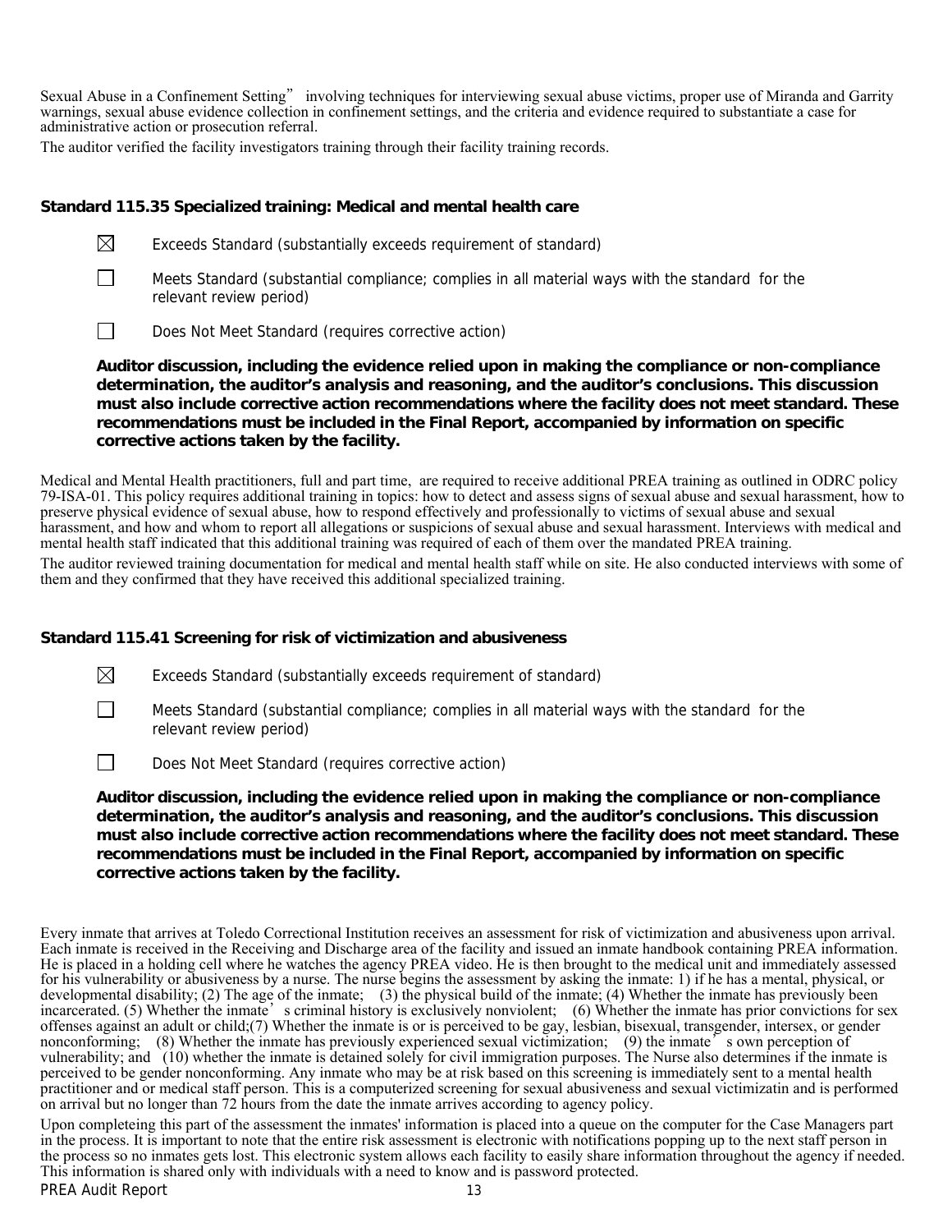Sexual Abuse in a Confinement Setting" involving techniques for interviewing sexual abuse victims, proper use of Miranda and Garrity warnings, sexual abuse evidence collection in confinement settings, and the criteria and evidence required to substantiate a case for administrative action or prosecution referral.

The auditor verified the facility investigators training through their facility training records.

**Standard 115.35 Specialized training: Medical and mental health care**

☒ Exceeds Standard (substantially exceeds requirement of standard)

☐ Meets Standard (substantial compliance; complies in all material ways with the standard for the relevant review period)

☐ Does Not Meet Standard (requires corrective action)

**Auditor discussion, including the evidence relied upon in making the compliance or non-compliance determination, the auditor's analysis and reasoning, and the auditor's conclusions. This discussion must also include corrective action recommendations where the facility does not meet standard. These recommendations must be included in the Final Report, accompanied by information on specific corrective actions taken by the facility.**

Medical and Mental Health practitioners, full and part time, are required to receive additional PREA training as outlined in ODRC policy 79-ISA-01. This policy requires additional training in topics: how to detect and assess signs of sexual abuse and sexual harassment, how to preserve physical evidence of sexual abuse, how to respond effectively and professionally to victims of sexual abuse and sexual harassment, and how and whom to report all allegations or suspicions of sexual abuse and sexual harassment. Interviews with medical and mental health staff indicated that this additional training was required of each of them over the mandated PREA training.

The auditor reviewed training documentation for medical and mental health staff while on site. He also conducted interviews with some of them and they confirmed that they have received this additional specialized training.

**Standard 115.41 Screening for risk of victimization and abusiveness**

☒ Exceeds Standard (substantially exceeds requirement of standard)

☐ Meets Standard (substantial compliance; complies in all material ways with the standard for the relevant review period)

☐ Does Not Meet Standard (requires corrective action)

**Auditor discussion, including the evidence relied upon in making the compliance or non-compliance determination, the auditor's analysis and reasoning, and the auditor's conclusions. This discussion must also include corrective action recommendations where the facility does not meet standard. These recommendations must be included in the Final Report, accompanied by information on specific corrective actions taken by the facility.**

Every inmate that arrives at Toledo Correctional Institution receives an assessment for risk of victimization and abusiveness upon arrival. Each inmate is received in the Receiving and Discharge area of the facility and issued an inmate handbook containing PREA information. He is placed in a holding cell where he watches the agency PREA video. He is then brought to the medical unit and immediately assessed for his vulnerability or abusiveness by a nurse. The nurse begins the assessment by asking the inmate: 1) if he has a mental, physical, or developmental disability; (2) The age of the inmate; (3) the physical build of the inmate; (4) Whether the inmate has previously been incarcerated. (5) Whether the inmate's criminal history is exclusively nonviolent; (6) Whether the inmate has prior convictions for sex offenses against an adult or child;(7) Whether the inmate is or is perceived to be gay, lesbian, bisexual, transgender, intersex, or gender nonconforming; (8) Whether the inmate has previously experienced sexual victimization; (9) the inmate's own perception of vulnerability; and (10) whether the inmate is detained solely for civil immigration purposes. The Nurse also determines if the inmate is perceived to be gender nonconforming. Any inmate who may be at risk based on this screening is immediately sent to a mental health practitioner and or medical staff person. This is a computerized screening for sexual abusiveness and sexual victimizatin and is performed on arrival but no longer than 72 hours from the date the inmate arrives according to agency policy.

Upon completeing this part of the assessment the inmates' information is placed into a queue on the computer for the Case Managers part in the process. It is important to note that the entire risk assessment is electronic with notifications popping up to the next staff person in the process so no inmates gets lost. This electronic system allows each facility to easily share information throughout the agency if needed. This information is shared only with individuals with a need to know and is password protected.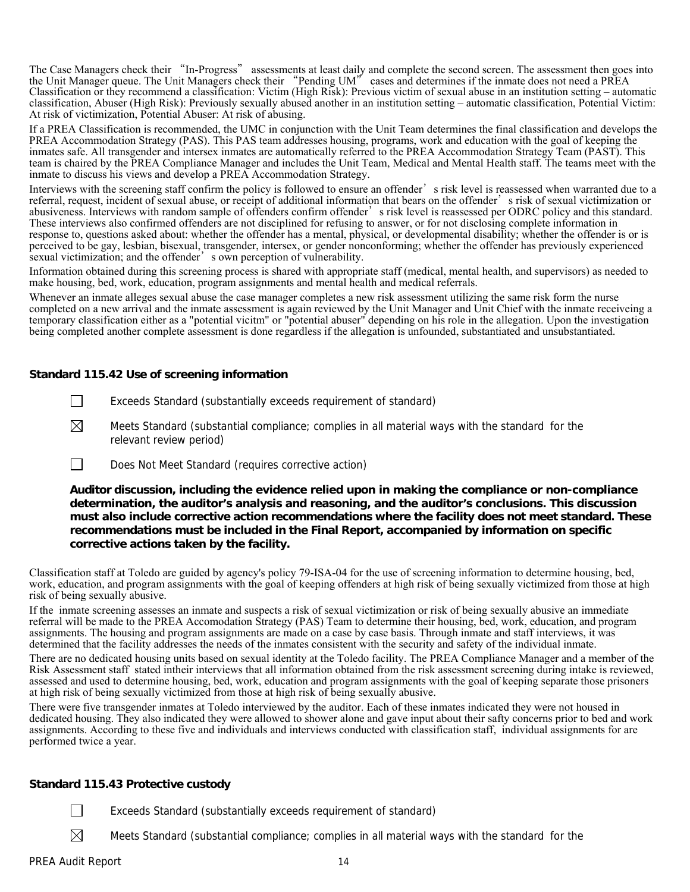The Case Managers check their "In-Progress" assessments at least daily and complete the second screen. The assessment then goes into the Unit Manager queue. The Unit Managers check their "Pending UM" cases and determines if the inmate does not need a PREA Classification or they recommend a classification: Victim (High Risk): Previous victim of sexual abuse in an institution setting – automatic classification, Abuser (High Risk): Previously sexually abused another in an institution setting – automatic classification, Potential Victim: At risk of victimization, Potential Abuser: At risk of abusing.

If a PREA Classification is recommended, the UMC in conjunction with the Unit Team determines the final classification and develops the PREA Accommodation Strategy (PAS). This PAS team addresses housing, programs, work and education with the goal of keeping the inmates safe. All transgender and intersex inmates are automatically referred to the PREA Accommodation Strategy Team (PAST). This team is chaired by the PREA Compliance Manager and includes the Unit Team, Medical and Mental Health staff. The teams meet with the inmate to discuss his views and develop a PREA Accommodation Strategy.

Interviews with the screening staff confirm the policy is followed to ensure an offender's risk level is reassessed when warranted due to a referral, request, incident of sexual abuse, or receipt of additional information that bears on the offender's risk of sexual victimization or abusiveness. Interviews with random sample of offenders confirm offender's risk level is reassessed per ODRC policy and this standard. These interviews also confirmed offenders are not disciplined for refusing to answer, or for not disclosing complete information in response to, questions asked about: whether the offender has a mental, physical, or developmental disability; whether the offender is or is perceived to be gay, lesbian, bisexual, transgender, intersex, or gender nonconforming; whether the offender has previously experienced sexual victimization; and the offender's own perception of vulnerability.

Information obtained during this screening process is shared with appropriate staff (medical, mental health, and supervisors) as needed to make housing, bed, work, education, program assignments and mental health and medical referrals.

Whenever an inmate alleges sexual abuse the case manager completes a new risk assessment utilizing the same risk form the nurse completed on a new arrival and the inmate assessment is again reviewed by the Unit Manager and Unit Chief with the inmate receiveing a temporary classification either as a "potential vicitm" or "potential abuser" depending on his role in the allegation. Upon the investigation being completed another complete assessment is done regardless if the allegation is unfounded, substantiated and unsubstantiated.

**Standard 115.42 Use of screening information**

☐ Exceeds Standard (substantially exceeds requirement of standard)

☒ Meets Standard (substantial compliance; complies in all material ways with the standard for the relevant review period)

☐ Does Not Meet Standard (requires corrective action)

**Auditor discussion, including the evidence relied upon in making the compliance or non-compliance determination, the auditor's analysis and reasoning, and the auditor's conclusions. This discussion must also include corrective action recommendations where the facility does not meet standard. These recommendations must be included in the Final Report, accompanied by information on specific corrective actions taken by the facility.**

Classification staff at Toledo are guided by agency's policy 79-ISA-04 for the use of screening information to determine housing, bed, work, education, and program assignments with the goal of keeping offenders at high risk of being sexually victimized from those at high risk of being sexually abusive.

If the inmate screening assesses an inmate and suspects a risk of sexual victimization or risk of being sexually abusive an immediate referral will be made to the PREA Accomodation Strategy (PAS) Team to determine their housing, bed, work, education, and program assignments. The housing and program assignments are made on a case by case basis. Through inmate and staff interviews, it was determined that the facility addresses the needs of the inmates consistent with the security and safety of the individual inmate.

There are no dedicated housing units based on sexual identity at the Toledo facility. The PREA Compliance Manager and a member of the Risk Assessment staff stated intheir interviews that all information obtained from the risk assessment screening during intake is reviewed, assessed and used to determine housing, bed, work, education and program assignments with the goal of keeping separate those prisoners at high risk of being sexually victimized from those at high risk of being sexually abusive.

There were five transgender inmates at Toledo interviewed by the auditor. Each of these inmates indicated they were not housed in dedicated housing. They also indicated they were allowed to shower alone and gave input about their safty concerns prior to bed and work assignments. According to these five and individuals and interviews conducted with classification staff, individual assignments for are performed twice a year.

**Standard 115.43 Protective custody**

☐ Exceeds Standard (substantially exceeds requirement of standard)

☒ Meets Standard (substantial compliance; complies in all material ways with the standard for the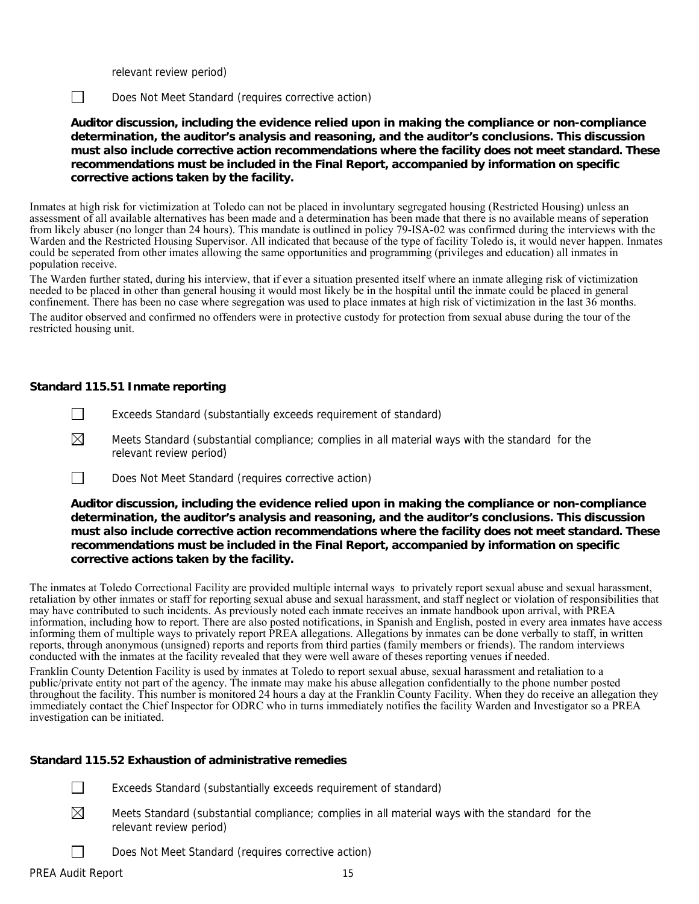relevant review period)

☐ Does Not Meet Standard (requires corrective action)

**Auditor discussion, including the evidence relied upon in making the compliance or non-compliance determination, the auditor's analysis and reasoning, and the auditor's conclusions. This discussion must also include corrective action recommendations where the facility does not meet standard. These recommendations must be included in the Final Report, accompanied by information on specific corrective actions taken by the facility.**

Inmates at high risk for victimization at Toledo can not be placed in involuntary segregated housing (Restricted Housing) unless an assessment of all available alternatives has been made and a determination has been made that there is no available means of seperation from likely abuser (no longer than 24 hours). This mandate is outlined in policy 79-ISA-02 was confirmed during the interviews with the Warden and the Restricted Housing Supervisor. All indicated that because of the type of facility Toledo is, it would never happen. Inmates could be seperated from other imates allowing the same opportunities and programming (privileges and education) all inmates in population receive.

The Warden further stated, during his interview, that if ever a situation presented itself where an inmate alleging risk of victimization needed to be placed in other than general housing it would most likely be in the hospital until the inmate could be placed in general confinement. There has been no case where segregation was used to place inmates at high risk of victimization in the last 36 months.

The auditor observed and confirmed no offenders were in protective custody for protection from sexual abuse during the tour of the restricted housing unit.

**Standard 115.51 Inmate reporting**

☐ Exceeds Standard (substantially exceeds requirement of standard)

☒ Meets Standard (substantial compliance; complies in all material ways with the standard for the relevant review period)

☐ Does Not Meet Standard (requires corrective action)

**Auditor discussion, including the evidence relied upon in making the compliance or non-compliance determination, the auditor's analysis and reasoning, and the auditor's conclusions. This discussion must also include corrective action recommendations where the facility does not meet standard. These recommendations must be included in the Final Report, accompanied by information on specific corrective actions taken by the facility.**

The inmates at Toledo Correctional Facility are provided multiple internal ways to privately report sexual abuse and sexual harassment, retaliation by other inmates or staff for reporting sexual abuse and sexual harassment, and staff neglect or violation of responsibilities that may have contributed to such incidents. As previously noted each inmate receives an inmate handbook upon arrival, with PREA information, including how to report. There are also posted notifications, in Spanish and English, posted in every area inmates have access informing them of multiple ways to privately report PREA allegations. Allegations by inmates can be done verbally to staff, in written reports, through anonymous (unsigned) reports and reports from third parties (family members or friends). The random interviews conducted with the inmates at the facility revealed that they were well aware of theses reporting venues if needed.

Franklin County Detention Facility is used by inmates at Toledo to report sexual abuse, sexual harassment and retaliation to a public/private entity not part of the agency. The inmate may make his abuse allegation confidentially to the phone number posted throughout the facility. This number is monitored 24 hours a day at the Franklin County Facility. When they do receive an allegation they immediately contact the Chief Inspector for ODRC who in turns immediately notifies the facility Warden and Investigator so a PREA investigation can be initiated.

**Standard 115.52 Exhaustion of administrative remedies**

☐ Exceeds Standard (substantially exceeds requirement of standard)

☒ Meets Standard (substantial compliance; complies in all material ways with the standard for the relevant review period)

☐ Does Not Meet Standard (requires corrective action)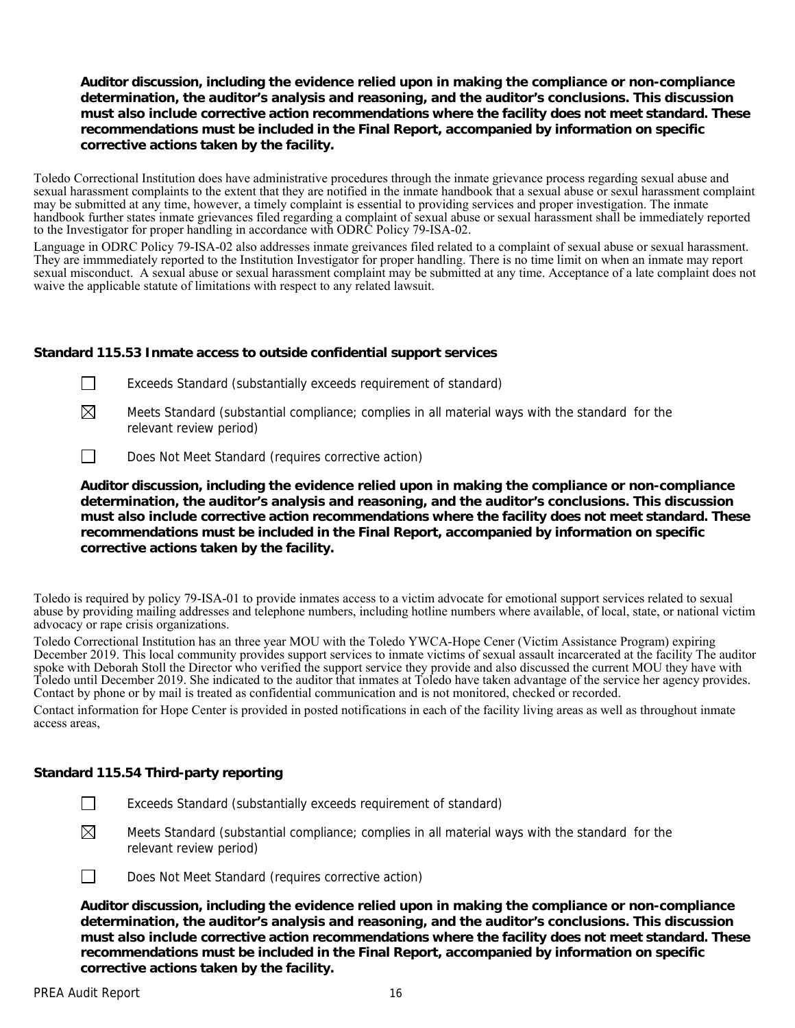**Auditor discussion, including the evidence relied upon in making the compliance or non-compliance determination, the auditor's analysis and reasoning, and the auditor's conclusions. This discussion must also include corrective action recommendations where the facility does not meet standard. These recommendations must be included in the Final Report, accompanied by information on specific corrective actions taken by the facility.**

Toledo Correctional Institution does have administrative procedures through the inmate grievance process regarding sexual abuse and sexual harassment complaints to the extent that they are notified in the inmate handbook that a sexual abuse or sexul harassment complaint may be submitted at any time, however, a timely complaint is essential to providing services and proper investigation. The inmate handbook further states inmate grievances filed regarding a complaint of sexual abuse or sexual harassment shall be immediately reported to the Investigator for proper handling in accordance with ODRC Policy 79-ISA-02.

Language in ODRC Policy 79-ISA-02 also addresses inmate greivances filed related to a complaint of sexual abuse or sexual harassment. They are immmediately reported to the Institution Investigator for proper handling. There is no time limit on when an inmate may report sexual misconduct. A sexual abuse or sexual harassment complaint may be submitted at any time. Acceptance of a late complaint does not waive the applicable statute of limitations with respect to any related lawsuit.

### Standard 115.53 Inmate access to outside confidential support services

☐ Exceeds Standard (substantially exceeds requirement of standard)

☒ Meets Standard (substantial compliance; complies in all material ways with the standard for the relevant review period)

☐ Does Not Meet Standard (requires corrective action)

**Auditor discussion, including the evidence relied upon in making the compliance or non-compliance determination, the auditor's analysis and reasoning, and the auditor's conclusions. This discussion must also include corrective action recommendations where the facility does not meet standard. These recommendations must be included in the Final Report, accompanied by information on specific corrective actions taken by the facility.**

Toledo is required by policy 79-ISA-01 to provide inmates access to a victim advocate for emotional support services related to sexual abuse by providing mailing addresses and telephone numbers, including hotline numbers where available, of local, state, or national victim advocacy or rape crisis organizations.

Toledo Correctional Institution has an three year MOU with the Toledo YWCA-Hope Cener (Victim Assistance Program) expiring December 2019. This local community provides support services to inmate victims of sexual assault incarcerated at the facility The auditor spoke with Deborah Stoll the Director who verified the support service they provide and also discussed the current MOU they have with Toledo until December 2019. She indicated to the auditor that inmates at Toledo have taken advantage of the service her agency provides. Contact by phone or by mail is treated as confidential communication and is not monitored, checked or recorded.

Contact information for Hope Center is provided in posted notifications in each of the facility living areas as well as throughout inmate access areas,

### Standard 115.54 Third-party reporting

☐ Exceeds Standard (substantially exceeds requirement of standard)

☒ Meets Standard (substantial compliance; complies in all material ways with the standard for the relevant review period)

☐ Does Not Meet Standard (requires corrective action)

**Auditor discussion, including the evidence relied upon in making the compliance or non-compliance determination, the auditor's analysis and reasoning, and the auditor's conclusions. This discussion must also include corrective action recommendations where the facility does not meet standard. These recommendations must be included in the Final Report, accompanied by information on specific corrective actions taken by the facility.**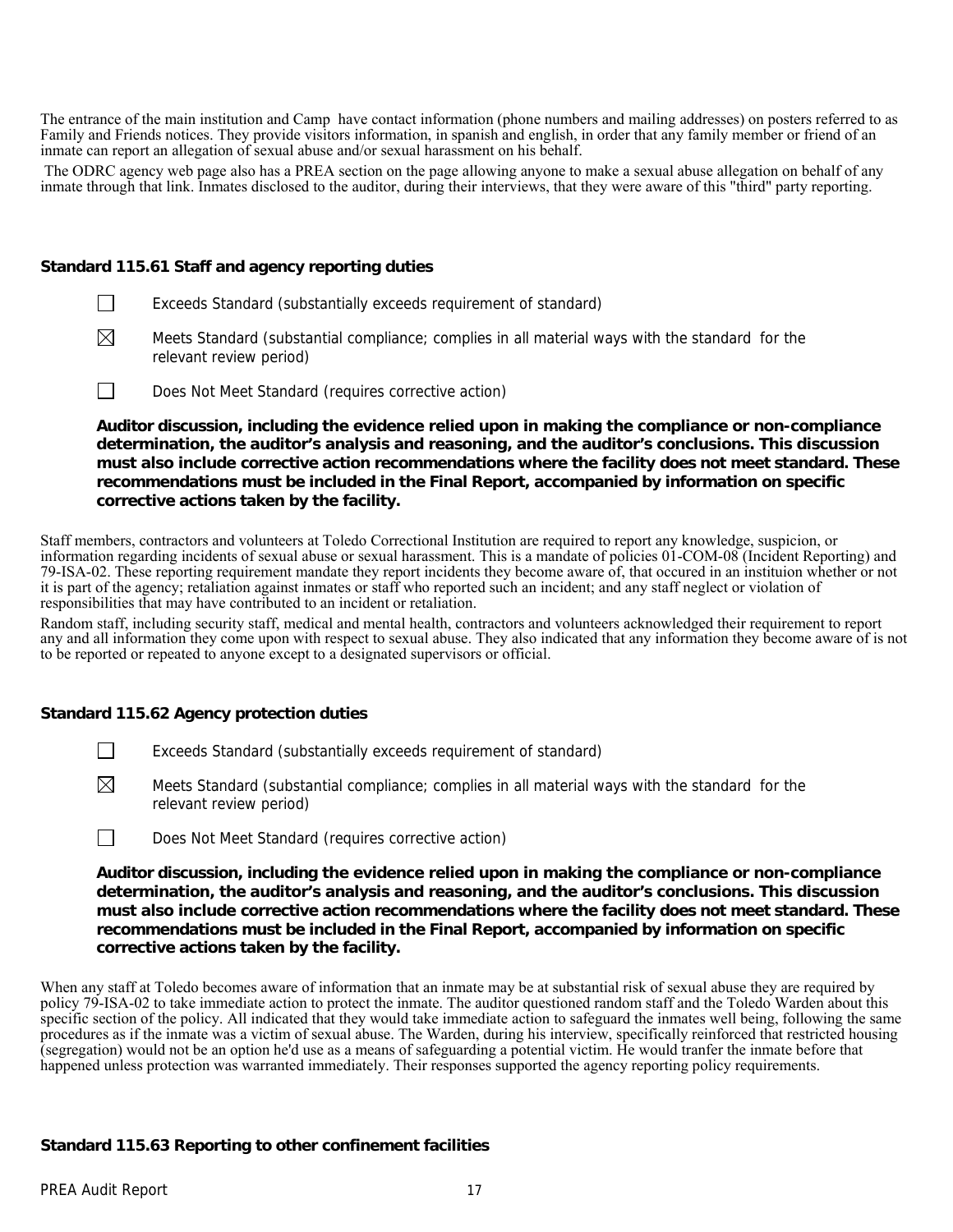The entrance of the main institution and Camp have contact information (phone numbers and mailing addresses) on posters referred to as Family and Friends notices. They provide visitors information, in spanish and english, in order that any family member or friend of an inmate can report an allegation of sexual abuse and/or sexual harassment on his behalf.

The ODRC agency web page also has a PREA section on the page allowing anyone to make a sexual abuse allegation on behalf of any inmate through that link. Inmates disclosed to the auditor, during their interviews, that they were aware of this "third" party reporting.

### Standard 115.61 Staff and agency reporting duties

☐ Exceeds Standard (substantially exceeds requirement of standard)

☒ Meets Standard (substantial compliance; complies in all material ways with the standard for the relevant review period)

☐ Does Not Meet Standard (requires corrective action)

**Auditor discussion, including the evidence relied upon in making the compliance or non-compliance determination, the auditor's analysis and reasoning, and the auditor's conclusions. This discussion must also include corrective action recommendations where the facility does not meet standard. These recommendations must be included in the Final Report, accompanied by information on specific corrective actions taken by the facility.**

Staff members, contractors and volunteers at Toledo Correctional Institution are required to report any knowledge, suspicion, or information regarding incidents of sexual abuse or sexual harassment. This is a mandate of policies 01-COM-08 (Incident Reporting) and 79-ISA-02. These reporting requirement mandate they report incidents they become aware of, that occured in an instituion whether or not it is part of the agency; retaliation against inmates or staff who reported such an incident; and any staff neglect or violation of responsibilities that may have contributed to an incident or retaliation.

Random staff, including security staff, medical and mental health, contractors and volunteers acknowledged their requirement to report any and all information they come upon with respect to sexual abuse. They also indicated that any information they become aware of is not to be reported or repeated to anyone except to a designated supervisors or official.

### Standard 115.62 Agency protection duties

☐ Exceeds Standard (substantially exceeds requirement of standard)

☒ Meets Standard (substantial compliance; complies in all material ways with the standard for the relevant review period)

☐ Does Not Meet Standard (requires corrective action)

**Auditor discussion, including the evidence relied upon in making the compliance or non-compliance determination, the auditor's analysis and reasoning, and the auditor's conclusions. This discussion must also include corrective action recommendations where the facility does not meet standard. These recommendations must be included in the Final Report, accompanied by information on specific corrective actions taken by the facility.**

When any staff at Toledo becomes aware of information that an inmate may be at substantial risk of sexual abuse they are required by policy 79-ISA-02 to take immediate action to protect the inmate. The auditor questioned random staff and the Toledo Warden about this specific section of the policy. All indicated that they would take immediate action to safeguard the inmates well being, following the same procedures as if the inmate was a victim of sexual abuse. The Warden, during his interview, specifically reinforced that restricted housing (segregation) would not be an option he'd use as a means of safeguarding a potential victim. He would tranfer the inmate before that happened unless protection was warranted immediately. Their responses supported the agency reporting policy requirements.

### Standard 115.63 Reporting to other confinement facilities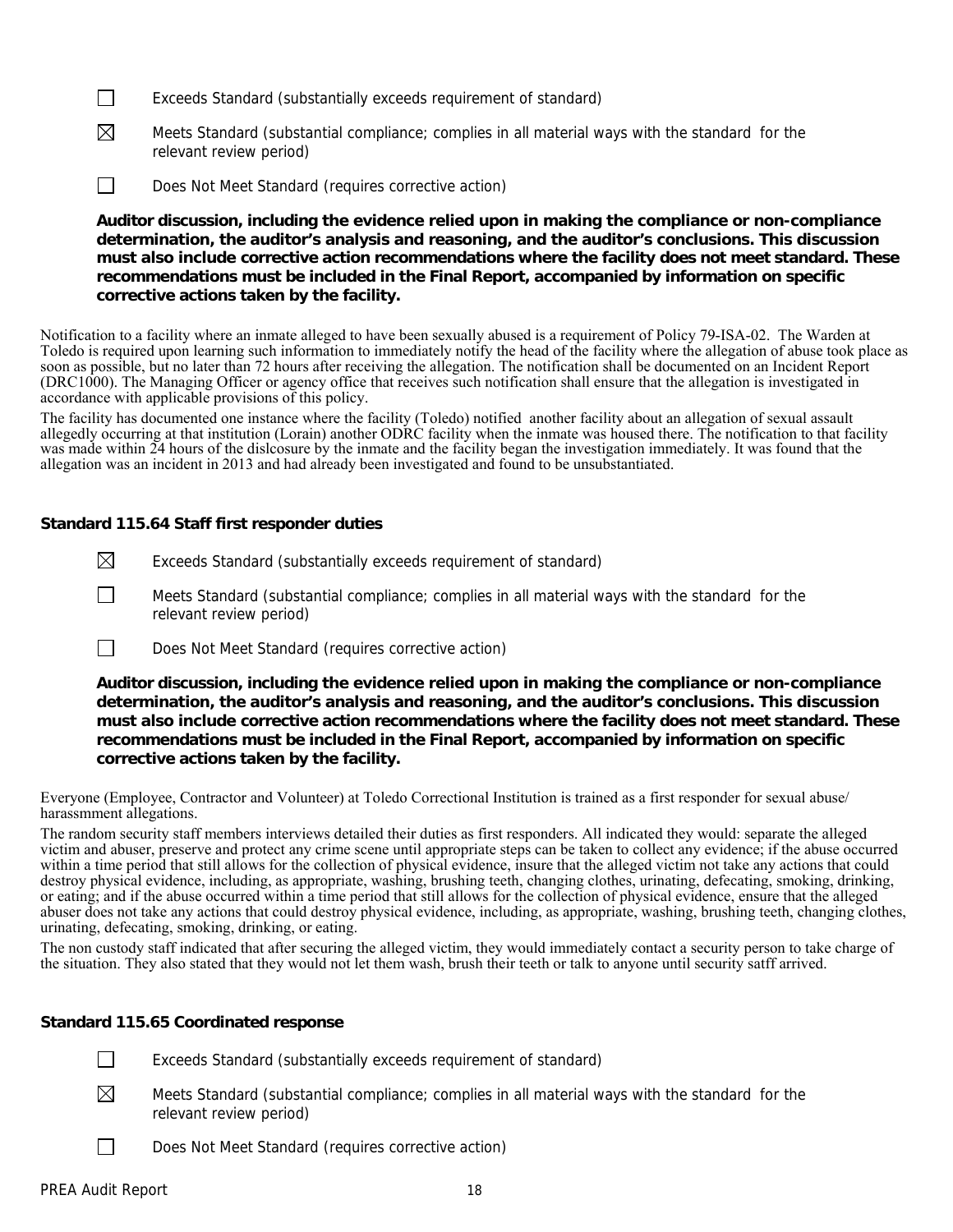☐ Exceeds Standard (substantially exceeds requirement of standard)

☒ Meets Standard (substantial compliance; complies in all material ways with the standard for the relevant review period)

☐ Does Not Meet Standard (requires corrective action)

**Auditor discussion, including the evidence relied upon in making the compliance or non-compliance determination, the auditor's analysis and reasoning, and the auditor's conclusions. This discussion must also include corrective action recommendations where the facility does not meet standard. These recommendations must be included in the Final Report, accompanied by information on specific corrective actions taken by the facility.**

Notification to a facility where an inmate alleged to have been sexually abused is a requirement of Policy 79-ISA-02. The Warden at Toledo is required upon learning such information to immediately notify the head of the facility where the allegation of abuse took place as soon as possible, but no later than 72 hours after receiving the allegation. The notification shall be documented on an Incident Report (DRC1000). The Managing Officer or agency office that receives such notification shall ensure that the allegation is investigated in accordance with applicable provisions of this policy.

The facility has documented one instance where the facility (Toledo) notified another facility about an allegation of sexual assault allegedly occurring at that institution (Lorain) another ODRC facility when the inmate was housed there. The notification to that facility was made within 24 hours of the dislcosure by the inmate and the facility began the investigation immediately. It was found that the allegation was an incident in 2013 and had already been investigated and found to be unsubstantiated.

### Standard 115.64 Staff first responder duties

☒ Exceeds Standard (substantially exceeds requirement of standard)

☐ Meets Standard (substantial compliance; complies in all material ways with the standard for the relevant review period)

☐ Does Not Meet Standard (requires corrective action)

**Auditor discussion, including the evidence relied upon in making the compliance or non-compliance determination, the auditor's analysis and reasoning, and the auditor's conclusions. This discussion must also include corrective action recommendations where the facility does not meet standard. These recommendations must be included in the Final Report, accompanied by information on specific corrective actions taken by the facility.**

Everyone (Employee, Contractor and Volunteer) at Toledo Correctional Institution is trained as a first responder for sexual abuse/ harassmment allegations.

The random security staff members interviews detailed their duties as first responders. All indicated they would: separate the alleged victim and abuser, preserve and protect any crime scene until appropriate steps can be taken to collect any evidence; if the abuse occurred within a time period that still allows for the collection of physical evidence, insure that the alleged victim not take any actions that could destroy physical evidence, including, as appropriate, washing, brushing teeth, changing clothes, urinating, defecating, smoking, drinking, or eating; and if the abuse occurred within a time period that still allows for the collection of physical evidence, ensure that the alleged abuser does not take any actions that could destroy physical evidence, including, as appropriate, washing, brushing teeth, changing clothes, urinating, defecating, smoking, drinking, or eating.

The non custody staff indicated that after securing the alleged victim, they would immediately contact a security person to take charge of the situation. They also stated that they would not let them wash, brush their teeth or talk to anyone until security satff arrived.

### Standard 115.65 Coordinated response

☐ Exceeds Standard (substantially exceeds requirement of standard)

☒ Meets Standard (substantial compliance; complies in all material ways with the standard for the relevant review period)

☐ Does Not Meet Standard (requires corrective action)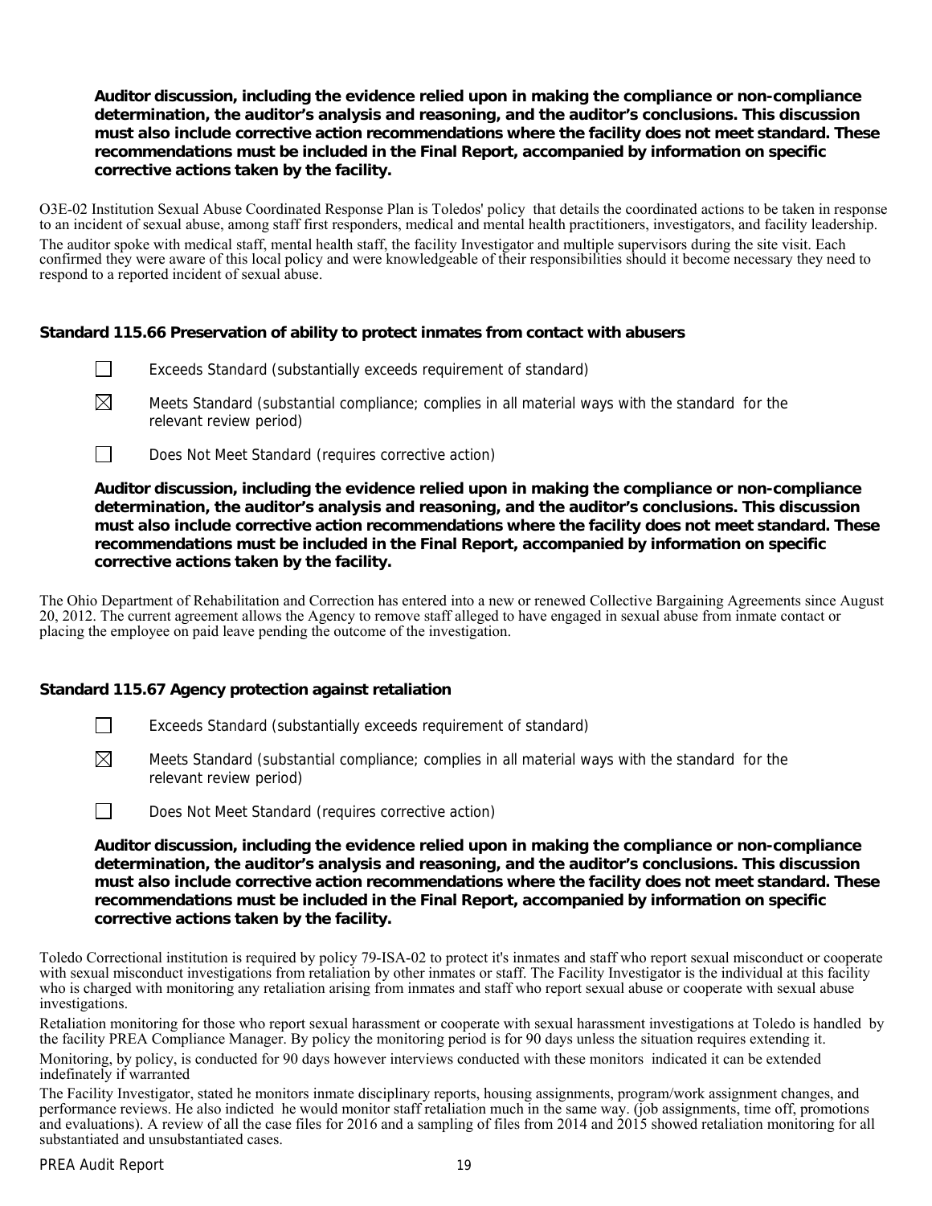**Auditor discussion, including the evidence relied upon in making the compliance or non-compliance determination, the auditor's analysis and reasoning, and the auditor's conclusions. This discussion must also include corrective action recommendations where the facility does not meet standard. These recommendations must be included in the Final Report, accompanied by information on specific corrective actions taken by the facility.**

O3E-02 Institution Sexual Abuse Coordinated Response Plan is Toledos' policy that details the coordinated actions to be taken in response to an incident of sexual abuse, among staff first responders, medical and mental health practitioners, investigators, and facility leadership.

The auditor spoke with medical staff, mental health staff, the facility Investigator and multiple supervisors during the site visit. Each confirmed they were aware of this local policy and were knowledgeable of their responsibilities should it become necessary they need to respond to a reported incident of sexual abuse.

### Standard 115.66 Preservation of ability to protect inmates from contact with abusers

☐ Exceeds Standard (substantially exceeds requirement of standard)

☒ Meets Standard (substantial compliance; complies in all material ways with the standard for the relevant review period)

☐ Does Not Meet Standard (requires corrective action)

**Auditor discussion, including the evidence relied upon in making the compliance or non-compliance determination, the auditor's analysis and reasoning, and the auditor's conclusions. This discussion must also include corrective action recommendations where the facility does not meet standard. These recommendations must be included in the Final Report, accompanied by information on specific corrective actions taken by the facility.**

The Ohio Department of Rehabilitation and Correction has entered into a new or renewed Collective Bargaining Agreements since August 20, 2012. The current agreement allows the Agency to remove staff alleged to have engaged in sexual abuse from inmate contact or placing the employee on paid leave pending the outcome of the investigation.

### Standard 115.67 Agency protection against retaliation

☐ Exceeds Standard (substantially exceeds requirement of standard)

☒ Meets Standard (substantial compliance; complies in all material ways with the standard for the relevant review period)

☐ Does Not Meet Standard (requires corrective action)

**Auditor discussion, including the evidence relied upon in making the compliance or non-compliance determination, the auditor's analysis and reasoning, and the auditor's conclusions. This discussion must also include corrective action recommendations where the facility does not meet standard. These recommendations must be included in the Final Report, accompanied by information on specific corrective actions taken by the facility.**

Toledo Correctional institution is required by policy 79-ISA-02 to protect it's inmates and staff who report sexual misconduct or cooperate with sexual misconduct investigations from retaliation by other inmates or staff. The Facility Investigator is the individual at this facility who is charged with monitoring any retaliation arising from inmates and staff who report sexual abuse or cooperate with sexual abuse investigations.

Retaliation monitoring for those who report sexual harassment or cooperate with sexual harassment investigations at Toledo is handled by the facility PREA Compliance Manager. By policy the monitoring period is for 90 days unless the situation requires extending it.

Monitoring, by policy, is conducted for 90 days however interviews conducted with these monitors indicated it can be extended indefinately if warranted

The Facility Investigator, stated he monitors inmate disciplinary reports, housing assignments, program/work assignment changes, and performance reviews. He also indicted he would monitor staff retaliation much in the same way. (job assignments, time off, promotions and evaluations). A review of all the case files for 2016 and a sampling of files from 2014 and 2015 showed retaliation monitoring for all substantiated and unsubstantiated cases.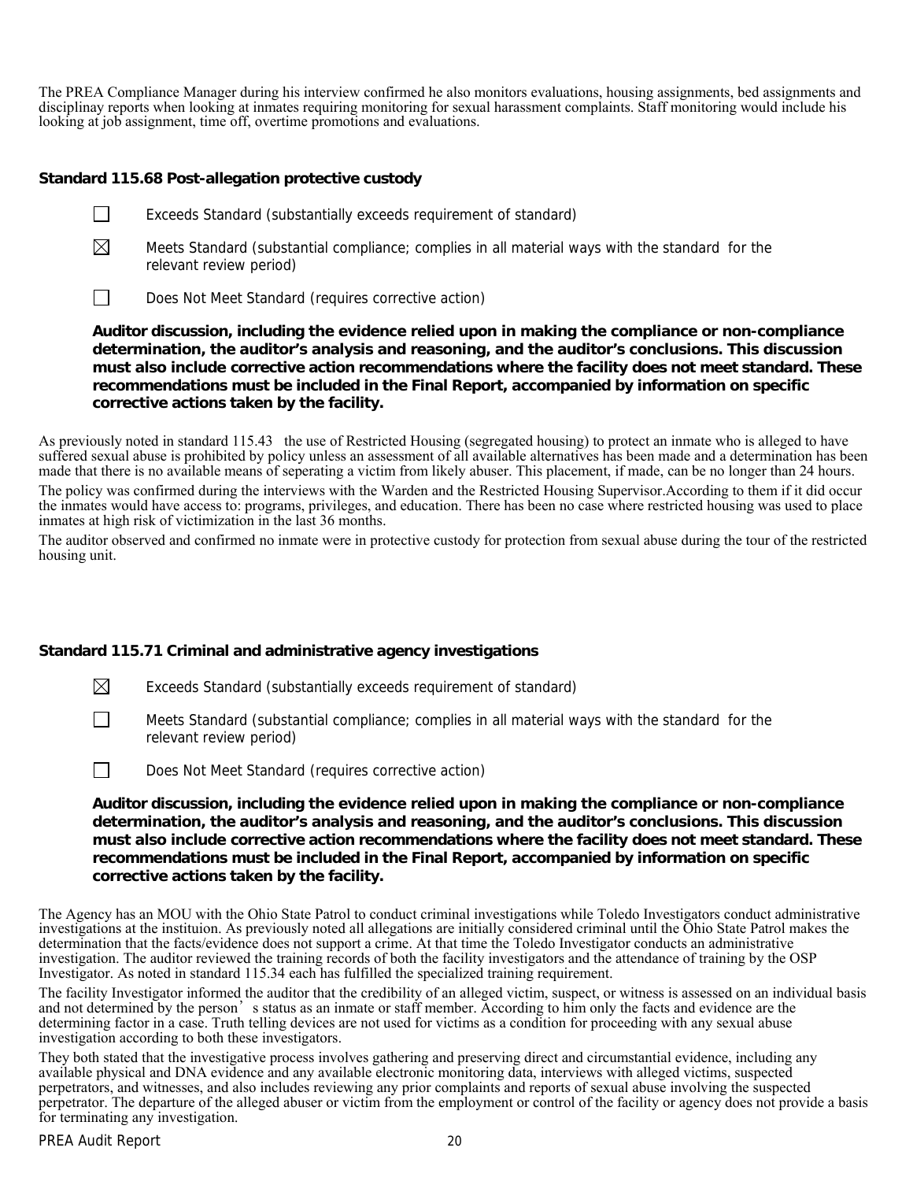The PREA Compliance Manager during his interview confirmed he also monitors evaluations, housing assignments, bed assignments and disciplinay reports when looking at inmates requiring monitoring for sexual harassment complaints. Staff monitoring would include his looking at job assignment, time off, overtime promotions and evaluations.

### Standard 115.68 Post-allegation protective custody

☐ Exceeds Standard (substantially exceeds requirement of standard)

☒ Meets Standard (substantial compliance; complies in all material ways with the standard for the relevant review period)

☐ Does Not Meet Standard (requires corrective action)

**Auditor discussion, including the evidence relied upon in making the compliance or non-compliance determination, the auditor's analysis and reasoning, and the auditor's conclusions. This discussion must also include corrective action recommendations where the facility does not meet standard. These recommendations must be included in the Final Report, accompanied by information on specific corrective actions taken by the facility.**

As previously noted in standard 115.43 the use of Restricted Housing (segregated housing) to protect an inmate who is alleged to have suffered sexual abuse is prohibited by policy unless an assessment of all available alternatives has been made and a determination has been made that there is no available means of seperating a victim from likely abuser. This placement, if made, can be no longer than 24 hours.

The policy was confirmed during the interviews with the Warden and the Restricted Housing Supervisor.According to them if it did occur the inmates would have access to: programs, privileges, and education. There has been no case where restricted housing was used to place inmates at high risk of victimization in the last 36 months.

The auditor observed and confirmed no inmate were in protective custody for protection from sexual abuse during the tour of the restricted housing unit.

### Standard 115.71 Criminal and administrative agency investigations

☒ Exceeds Standard (substantially exceeds requirement of standard)

☐ Meets Standard (substantial compliance; complies in all material ways with the standard for the relevant review period)

☐ Does Not Meet Standard (requires corrective action)

**Auditor discussion, including the evidence relied upon in making the compliance or non-compliance determination, the auditor's analysis and reasoning, and the auditor's conclusions. This discussion must also include corrective action recommendations where the facility does not meet standard. These recommendations must be included in the Final Report, accompanied by information on specific corrective actions taken by the facility.**

The Agency has an MOU with the Ohio State Patrol to conduct criminal investigations while Toledo Investigators conduct administrative investigations at the instituion. As previously noted all allegations are initially considered criminal until the Ohio State Patrol makes the determination that the facts/evidence does not support a crime. At that time the Toledo Investigator conducts an administrative investigation. The auditor reviewed the training records of both the facility investigators and the attendance of training by the OSP Investigator. As noted in standard 115.34 each has fulfilled the specialized training requirement.

The facility Investigator informed the auditor that the credibility of an alleged victim, suspect, or witness is assessed on an individual basis and not determined by the person's status as an inmate or staff member. According to him only the facts and evidence are the determining factor in a case. Truth telling devices are not used for victims as a condition for proceeding with any sexual abuse investigation according to both these investigators.

They both stated that the investigative process involves gathering and preserving direct and circumstantial evidence, including any available physical and DNA evidence and any available electronic monitoring data, interviews with alleged victims, suspected perpetrators, and witnesses, and also includes reviewing any prior complaints and reports of sexual abuse involving the suspected perpetrator. The departure of the alleged abuser or victim from the employment or control of the facility or agency does not provide a basis for terminating any investigation.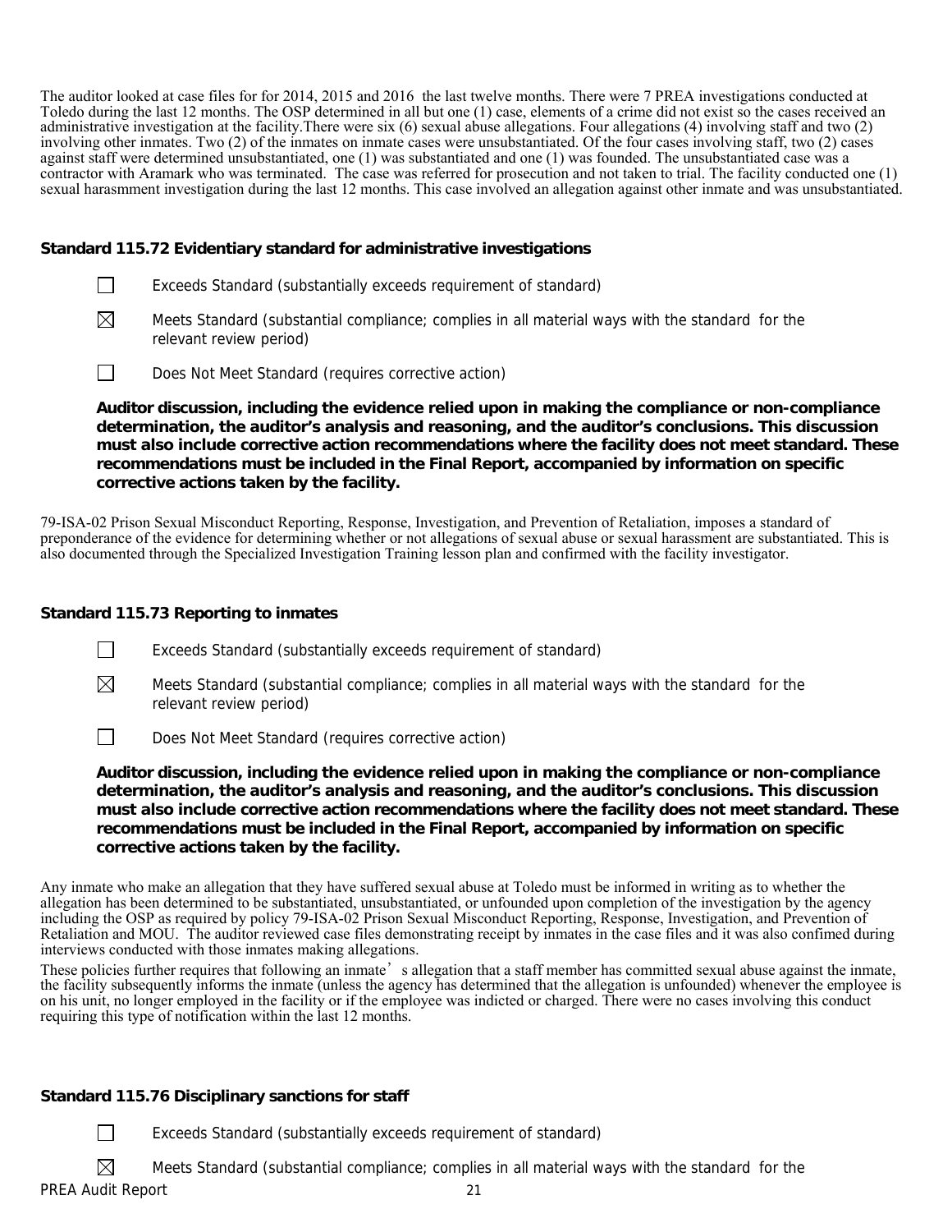The auditor looked at case files for for 2014, 2015 and 2016 the last twelve months. There were 7 PREA investigations conducted at Toledo during the last 12 months. The OSP determined in all but one (1) case, elements of a crime did not exist so the cases received an administrative investigation at the facility.There were six (6) sexual abuse allegations. Four allegations (4) involving staff and two (2) involving other inmates. Two (2) of the inmates on inmate cases were unsubstantiated. Of the four cases involving staff, two (2) cases against staff were determined unsubstantiated, one (1) was substantiated and one (1) was founded. The unsubstantiated case was a contractor with Aramark who was terminated. The case was referred for prosecution and not taken to trial. The facility conducted one (1) sexual harasmment investigation during the last 12 months. This case involved an allegation against other inmate and was unsubstantiated.

**Standard 115.72 Evidentiary standard for administrative investigations**

☐ Exceeds Standard (substantially exceeds requirement of standard)

☒ Meets Standard (substantial compliance; complies in all material ways with the standard for the relevant review period)

☐ Does Not Meet Standard (requires corrective action)

**Auditor discussion, including the evidence relied upon in making the compliance or non-compliance determination, the auditor's analysis and reasoning, and the auditor's conclusions. This discussion must also include corrective action recommendations where the facility does not meet standard. These recommendations must be included in the Final Report, accompanied by information on specific corrective actions taken by the facility.**

79-ISA-02 Prison Sexual Misconduct Reporting, Response, Investigation, and Prevention of Retaliation, imposes a standard of preponderance of the evidence for determining whether or not allegations of sexual abuse or sexual harassment are substantiated. This is also documented through the Specialized Investigation Training lesson plan and confirmed with the facility investigator.

**Standard 115.73 Reporting to inmates**

☐ Exceeds Standard (substantially exceeds requirement of standard)

☒ Meets Standard (substantial compliance; complies in all material ways with the standard for the relevant review period)

☐ Does Not Meet Standard (requires corrective action)

**Auditor discussion, including the evidence relied upon in making the compliance or non-compliance determination, the auditor's analysis and reasoning, and the auditor's conclusions. This discussion must also include corrective action recommendations where the facility does not meet standard. These recommendations must be included in the Final Report, accompanied by information on specific corrective actions taken by the facility.**

Any inmate who make an allegation that they have suffered sexual abuse at Toledo must be informed in writing as to whether the allegation has been determined to be substantiated, unsubstantiated, or unfounded upon completion of the investigation by the agency including the OSP as required by policy 79-ISA-02 Prison Sexual Misconduct Reporting, Response, Investigation, and Prevention of Retaliation and MOU. The auditor reviewed case files demonstrating receipt by inmates in the case files and it was also confimed during interviews conducted with those inmates making allegations.

These policies further requires that following an inmate' s allegation that a staff member has committed sexual abuse against the inmate, the facility subsequently informs the inmate (unless the agency has determined that the allegation is unfounded) whenever the employee is on his unit, no longer employed in the facility or if the employee was indicted or charged. There were no cases involving this conduct requiring this type of notification within the last 12 months.

**Standard 115.76 Disciplinary sanctions for staff**

☐ Exceeds Standard (substantially exceeds requirement of standard)

☒ Meets Standard (substantial compliance; complies in all material ways with the standard for the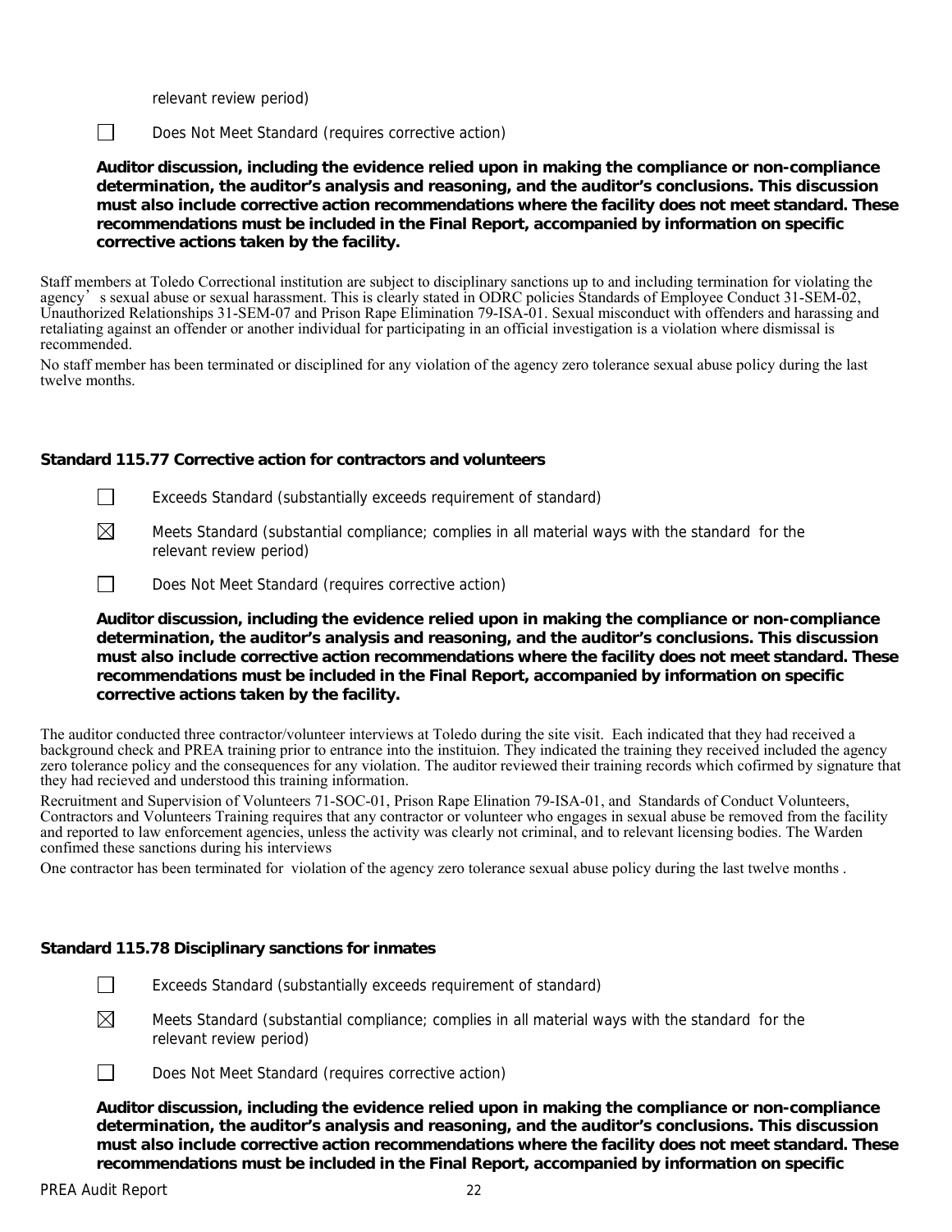relevant review period)

☐ Does Not Meet Standard (requires corrective action)

**Auditor discussion, including the evidence relied upon in making the compliance or non-compliance determination, the auditor's analysis and reasoning, and the auditor's conclusions. This discussion must also include corrective action recommendations where the facility does not meet standard. These recommendations must be included in the Final Report, accompanied by information on specific corrective actions taken by the facility.**

Staff members at Toledo Correctional institution are subject to disciplinary sanctions up to and including termination for violating the agency's sexual abuse or sexual harassment. This is clearly stated in ODRC policies Standards of Employee Conduct 31-SEM-02, Unauthorized Relationships 31-SEM-07 and Prison Rape Elimination 79-ISA-01. Sexual misconduct with offenders and harassing and retaliating against an offender or another individual for participating in an official investigation is a violation where dismissal is recommended.

No staff member has been terminated or disciplined for any violation of the agency zero tolerance sexual abuse policy during the last twelve months.

**Standard 115.77 Corrective action for contractors and volunteers**

☐ Exceeds Standard (substantially exceeds requirement of standard)

☒ Meets Standard (substantial compliance; complies in all material ways with the standard for the relevant review period)

☐ Does Not Meet Standard (requires corrective action)

**Auditor discussion, including the evidence relied upon in making the compliance or non-compliance determination, the auditor's analysis and reasoning, and the auditor's conclusions. This discussion must also include corrective action recommendations where the facility does not meet standard. These recommendations must be included in the Final Report, accompanied by information on specific corrective actions taken by the facility.**

The auditor conducted three contractor/volunteer interviews at Toledo during the site visit. Each indicated that they had received a background check and PREA training prior to entrance into the instituion. They indicated the training they received included the agency zero tolerance policy and the consequences for any violation. The auditor reviewed their training records which cofirmed by signature that they had recieved and understood this training information.

Recruitment and Supervision of Volunteers 71-SOC-01, Prison Rape Elination 79-ISA-01, and Standards of Conduct Volunteers, Contractors and Volunteers Training requires that any contractor or volunteer who engages in sexual abuse be removed from the facility and reported to law enforcement agencies, unless the activity was clearly not criminal, and to relevant licensing bodies. The Warden confimed these sanctions during his interviews

One contractor has been terminated for violation of the agency zero tolerance sexual abuse policy during the last twelve months .

**Standard 115.78 Disciplinary sanctions for inmates**

☐ Exceeds Standard (substantially exceeds requirement of standard)

☒ Meets Standard (substantial compliance; complies in all material ways with the standard for the relevant review period)

☐ Does Not Meet Standard (requires corrective action)

**Auditor discussion, including the evidence relied upon in making the compliance or non-compliance determination, the auditor's analysis and reasoning, and the auditor's conclusions. This discussion must also include corrective action recommendations where the facility does not meet standard. These recommendations must be included in the Final Report, accompanied by information on specific**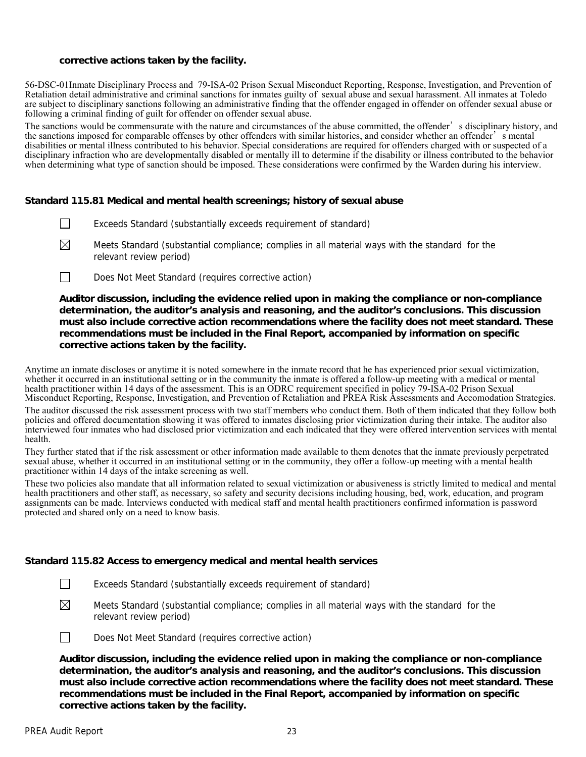**corrective actions taken by the facility.**

56-DSC-01Inmate Disciplinary Process and 79-ISA-02 Prison Sexual Misconduct Reporting, Response, Investigation, and Prevention of Retaliation detail administrative and criminal sanctions for inmates guilty of sexual abuse and sexual harassment. All inmates at Toledo are subject to disciplinary sanctions following an administrative finding that the offender engaged in offender on offender sexual abuse or following a criminal finding of guilt for offender on offender sexual abuse.

The sanctions would be commensurate with the nature and circumstances of the abuse committed, the offender's disciplinary history, and the sanctions imposed for comparable offenses by other offenders with similar histories, and consider whether an offender's mental disabilities or mental illness contributed to his behavior. Special considerations are required for offenders charged with or suspected of a disciplinary infraction who are developmentally disabled or mentally ill to determine if the disability or illness contributed to the behavior when determining what type of sanction should be imposed. These considerations were confirmed by the Warden during his interview.

**Standard 115.81 Medical and mental health screenings; history of sexual abuse**

☐ Exceeds Standard (substantially exceeds requirement of standard)

☒ Meets Standard (substantial compliance; complies in all material ways with the standard for the relevant review period)

☐ Does Not Meet Standard (requires corrective action)

**Auditor discussion, including the evidence relied upon in making the compliance or non-compliance determination, the auditor's analysis and reasoning, and the auditor's conclusions. This discussion must also include corrective action recommendations where the facility does not meet standard. These recommendations must be included in the Final Report, accompanied by information on specific corrective actions taken by the facility.**

Anytime an inmate discloses or anytime it is noted somewhere in the inmate record that he has experienced prior sexual victimization, whether it occurred in an institutional setting or in the community the inmate is offered a follow-up meeting with a medical or mental health practitioner within 14 days of the assessment. This is an ODRC requirement specified in policy 79-ISA-02 Prison Sexual Misconduct Reporting, Response, Investigation, and Prevention of Retaliation and PREA Risk Assessments and Accomodation Strategies.

The auditor discussed the risk assessment process with two staff members who conduct them. Both of them indicated that they follow both policies and offered documentation showing it was offered to inmates disclosing prior victimization during their intake. The auditor also interviewed four inmates who had disclosed prior victimization and each indicated that they were offered intervention services with mental health.

They further stated that if the risk assessment or other information made available to them denotes that the inmate previously perpetrated sexual abuse, whether it occurred in an institutional setting or in the community, they offer a follow-up meeting with a mental health practitioner within 14 days of the intake screening as well.

These two policies also mandate that all information related to sexual victimization or abusiveness is strictly limited to medical and mental health practitioners and other staff, as necessary, so safety and security decisions including housing, bed, work, education, and program assignments can be made. Interviews conducted with medical staff and mental health practitioners confirmed information is password protected and shared only on a need to know basis.

**Standard 115.82 Access to emergency medical and mental health services**

☐ Exceeds Standard (substantially exceeds requirement of standard)

☒ Meets Standard (substantial compliance; complies in all material ways with the standard for the relevant review period)

☐ Does Not Meet Standard (requires corrective action)

**Auditor discussion, including the evidence relied upon in making the compliance or non-compliance determination, the auditor's analysis and reasoning, and the auditor's conclusions. This discussion must also include corrective action recommendations where the facility does not meet standard. These recommendations must be included in the Final Report, accompanied by information on specific corrective actions taken by the facility.**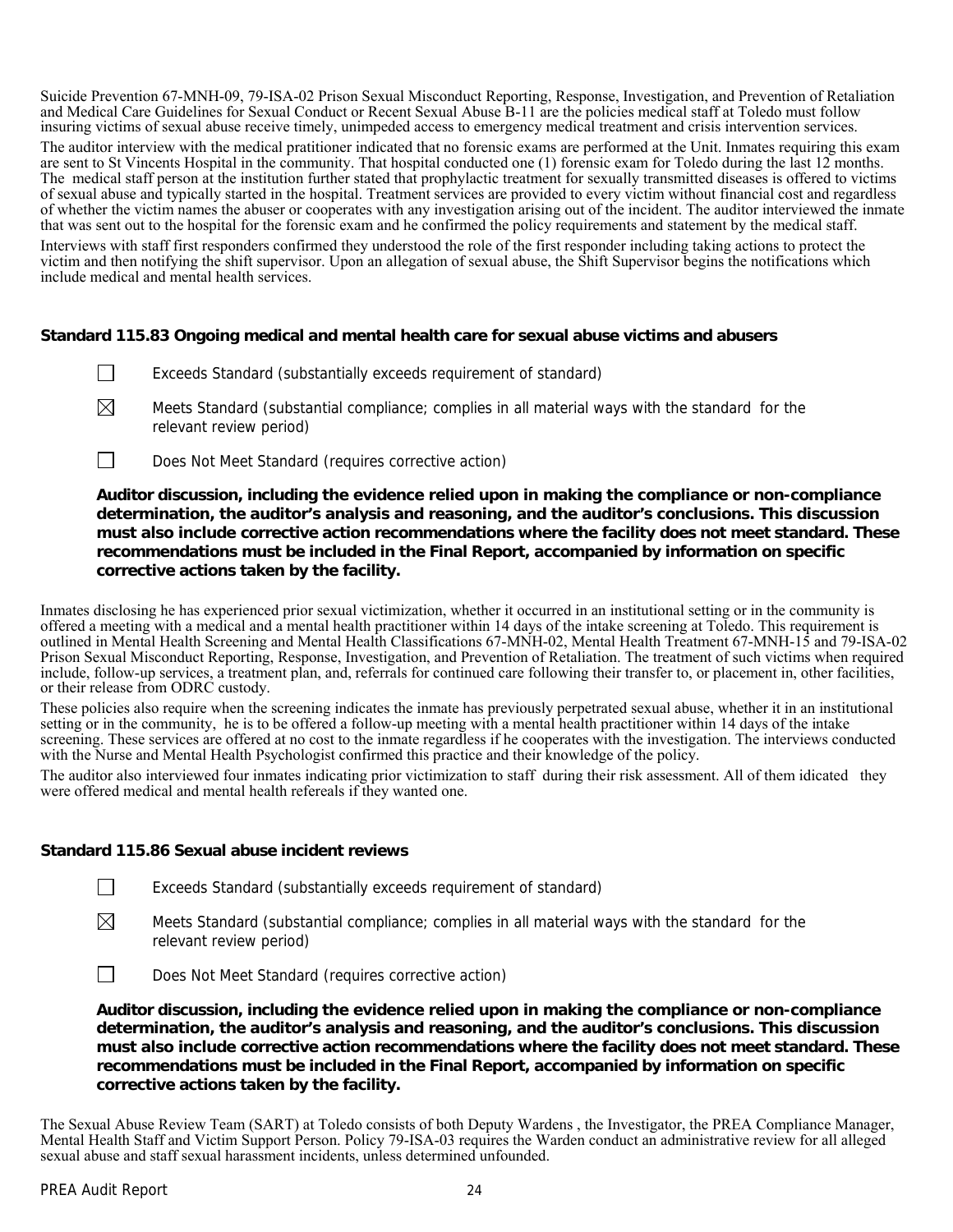Suicide Prevention 67-MNH-09, 79-ISA-02 Prison Sexual Misconduct Reporting, Response, Investigation, and Prevention of Retaliation and Medical Care Guidelines for Sexual Conduct or Recent Sexual Abuse B-11 are the policies medical staff at Toledo must follow insuring victims of sexual abuse receive timely, unimpeded access to emergency medical treatment and crisis intervention services.

The auditor interview with the medical pratitioner indicated that no forensic exams are performed at the Unit. Inmates requiring this exam are sent to St Vincents Hospital in the community. That hospital conducted one (1) forensic exam for Toledo during the last 12 months. The medical staff person at the institution further stated that prophylactic treatment for sexually transmitted diseases is offered to victims of sexual abuse and typically started in the hospital. Treatment services are provided to every victim without financial cost and regardless of whether the victim names the abuser or cooperates with any investigation arising out of the incident. The auditor interviewed the inmate that was sent out to the hospital for the forensic exam and he confirmed the policy requirements and statement by the medical staff.

Interviews with staff first responders confirmed they understood the role of the first responder including taking actions to protect the victim and then notifying the shift supervisor. Upon an allegation of sexual abuse, the Shift Supervisor begins the notifications which include medical and mental health services.

### Standard 115.83 Ongoing medical and mental health care for sexual abuse victims and abusers

☐ Exceeds Standard (substantially exceeds requirement of standard)

☒ Meets Standard (substantial compliance; complies in all material ways with the standard for the relevant review period)

☐ Does Not Meet Standard (requires corrective action)

**Auditor discussion, including the evidence relied upon in making the compliance or non-compliance determination, the auditor's analysis and reasoning, and the auditor's conclusions. This discussion must also include corrective action recommendations where the facility does not meet standard. These recommendations must be included in the Final Report, accompanied by information on specific corrective actions taken by the facility.**

Inmates disclosing he has experienced prior sexual victimization, whether it occurred in an institutional setting or in the community is offered a meeting with a medical and a mental health practitioner within 14 days of the intake screening at Toledo. This requirement is outlined in Mental Health Screening and Mental Health Classifications 67-MNH-02, Mental Health Treatment 67-MNH-15 and 79-ISA-02 Prison Sexual Misconduct Reporting, Response, Investigation, and Prevention of Retaliation. The treatment of such victims when required include, follow-up services, a treatment plan, and, referrals for continued care following their transfer to, or placement in, other facilities, or their release from ODRC custody.

These policies also require when the screening indicates the inmate has previously perpetrated sexual abuse, whether it in an institutional setting or in the community, he is to be offered a follow-up meeting with a mental health practitioner within 14 days of the intake screening. These services are offered at no cost to the inmate regardless if he cooperates with the investigation. The interviews conducted with the Nurse and Mental Health Psychologist confirmed this practice and their knowledge of the policy.

The auditor also interviewed four inmates indicating prior victimization to staff during their risk assessment. All of them idicated they were offered medical and mental health refereals if they wanted one.

### Standard 115.86 Sexual abuse incident reviews

☐ Exceeds Standard (substantially exceeds requirement of standard)

☒ Meets Standard (substantial compliance; complies in all material ways with the standard for the relevant review period)

☐ Does Not Meet Standard (requires corrective action)

**Auditor discussion, including the evidence relied upon in making the compliance or non-compliance determination, the auditor's analysis and reasoning, and the auditor's conclusions. This discussion must also include corrective action recommendations where the facility does not meet standard. These recommendations must be included in the Final Report, accompanied by information on specific corrective actions taken by the facility.**

The Sexual Abuse Review Team (SART) at Toledo consists of both Deputy Wardens , the Investigator, the PREA Compliance Manager, Mental Health Staff and Victim Support Person. Policy 79-ISA-03 requires the Warden conduct an administrative review for all alleged sexual abuse and staff sexual harassment incidents, unless determined unfounded.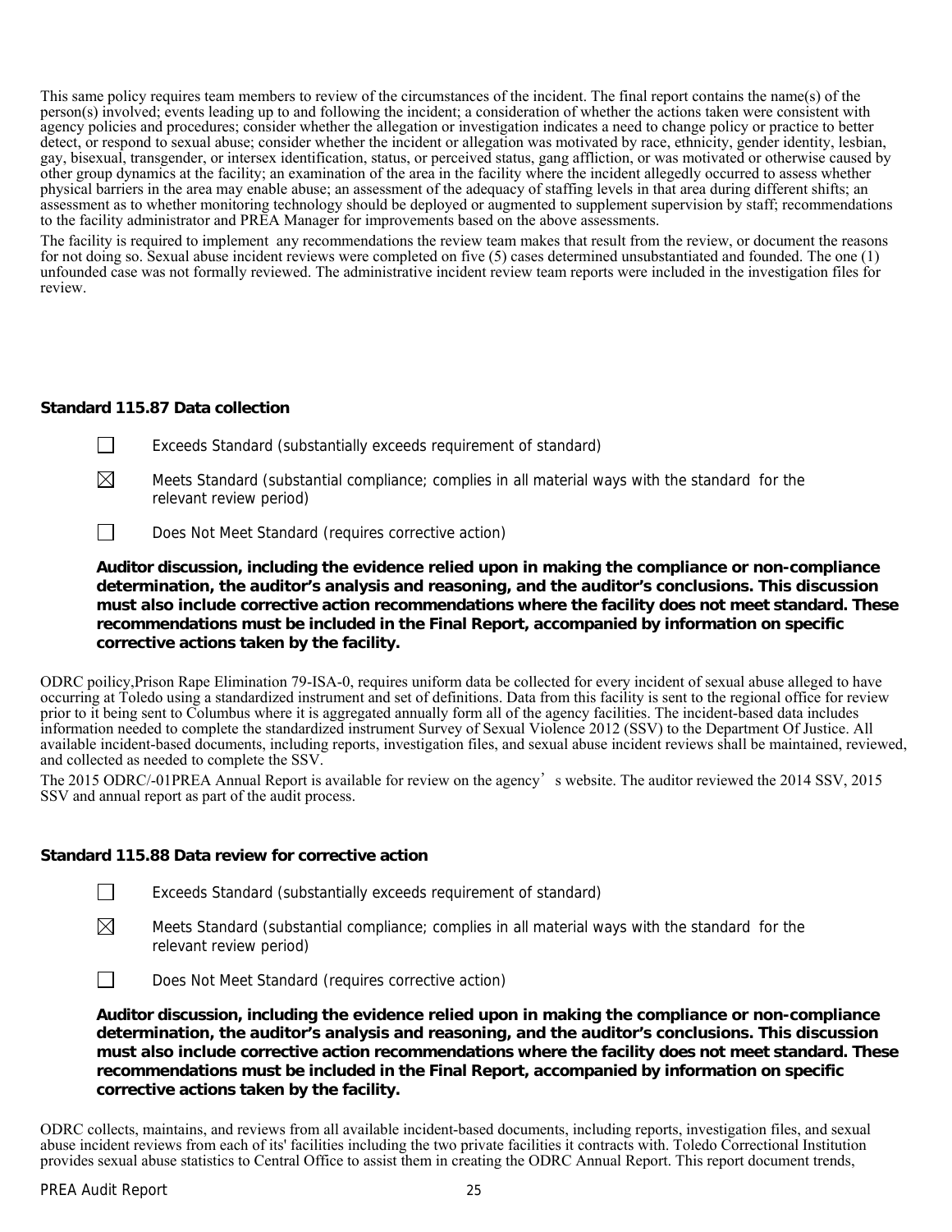This same policy requires team members to review of the circumstances of the incident. The final report contains the name(s) of the person(s) involved; events leading up to and following the incident; a consideration of whether the actions taken were consistent with agency policies and procedures; consider whether the allegation or investigation indicates a need to change policy or practice to better detect, or respond to sexual abuse; consider whether the incident or allegation was motivated by race, ethnicity, gender identity, lesbian, gay, bisexual, transgender, or intersex identification, status, or perceived status, gang affliction, or was motivated or otherwise caused by other group dynamics at the facility; an examination of the area in the facility where the incident allegedly occurred to assess whether physical barriers in the area may enable abuse; an assessment of the adequacy of staffing levels in that area during different shifts; an assessment as to whether monitoring technology should be deployed or augmented to supplement supervision by staff; recommendations to the facility administrator and PREA Manager for improvements based on the above assessments.

The facility is required to implement any recommendations the review team makes that result from the review, or document the reasons for not doing so. Sexual abuse incident reviews were completed on five (5) cases determined unsubstantiated and founded. The one (1) unfounded case was not formally reviewed. The administrative incident review team reports were included in the investigation files for review.

### Standard 115.87 Data collection

☐ Exceeds Standard (substantially exceeds requirement of standard)

☒ Meets Standard (substantial compliance; complies in all material ways with the standard for the relevant review period)

☐ Does Not Meet Standard (requires corrective action)

**Auditor discussion, including the evidence relied upon in making the compliance or non-compliance determination, the auditor's analysis and reasoning, and the auditor's conclusions. This discussion must also include corrective action recommendations where the facility does not meet standard. These recommendations must be included in the Final Report, accompanied by information on specific corrective actions taken by the facility.**

ODRC poilicy,Prison Rape Elimination 79-ISA-0, requires uniform data be collected for every incident of sexual abuse alleged to have occurring at Toledo using a standardized instrument and set of definitions. Data from this facility is sent to the regional office for review prior to it being sent to Columbus where it is aggregated annually form all of the agency facilities. The incident-based data includes information needed to complete the standardized instrument Survey of Sexual Violence 2012 (SSV) to the Department Of Justice. All available incident-based documents, including reports, investigation files, and sexual abuse incident reviews shall be maintained, reviewed, and collected as needed to complete the SSV.

The 2015 ODRC/-01PREA Annual Report is available for review on the agency' s website. The auditor reviewed the 2014 SSV, 2015 SSV and annual report as part of the audit process.

### Standard 115.88 Data review for corrective action

☐ Exceeds Standard (substantially exceeds requirement of standard)

☒ Meets Standard (substantial compliance; complies in all material ways with the standard for the relevant review period)

☐ Does Not Meet Standard (requires corrective action)

**Auditor discussion, including the evidence relied upon in making the compliance or non-compliance determination, the auditor's analysis and reasoning, and the auditor's conclusions. This discussion must also include corrective action recommendations where the facility does not meet standard. These recommendations must be included in the Final Report, accompanied by information on specific corrective actions taken by the facility.**

ODRC collects, maintains, and reviews from all available incident-based documents, including reports, investigation files, and sexual abuse incident reviews from each of its' facilities including the two private facilities it contracts with. Toledo Correctional Institution provides sexual abuse statistics to Central Office to assist them in creating the ODRC Annual Report. This report document trends,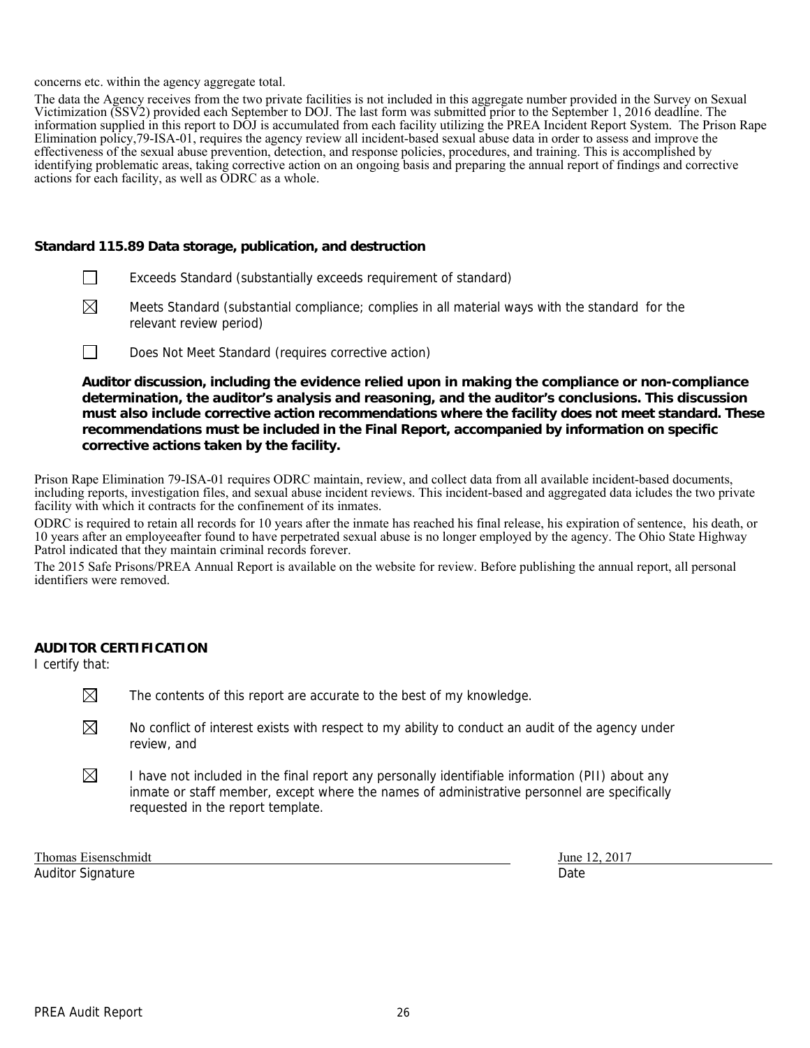concerns etc. within the agency aggregate total.

The data the Agency receives from the two private facilities is not included in this aggregate number provided in the Survey on Sexual Victimization (SSV2) provided each September to DOJ. The last form was submitted prior to the September 1, 2016 deadline. The information supplied in this report to DOJ is accumulated from each facility utilizing the PREA Incident Report System. The Prison Rape Elimination policy,79-ISA-01, requires the agency review all incident-based sexual abuse data in order to assess and improve the effectiveness of the sexual abuse prevention, detection, and response policies, procedures, and training. This is accomplished by identifying problematic areas, taking corrective action on an ongoing basis and preparing the annual report of findings and corrective actions for each facility, as well as ODRC as a whole.

**Standard 115.89 Data storage, publication, and destruction**

☐ Exceeds Standard (substantially exceeds requirement of standard)

☒ Meets Standard (substantial compliance; complies in all material ways with the standard for the relevant review period)

☐ Does Not Meet Standard (requires corrective action)

**Auditor discussion, including the evidence relied upon in making the compliance or non-compliance determination, the auditor's analysis and reasoning, and the auditor's conclusions. This discussion must also include corrective action recommendations where the facility does not meet standard. These recommendations must be included in the Final Report, accompanied by information on specific corrective actions taken by the facility.**

Prison Rape Elimination 79-ISA-01 requires ODRC maintain, review, and collect data from all available incident-based documents, including reports, investigation files, and sexual abuse incident reviews. This incident-based and aggregated data icludes the two private facility with which it contracts for the confinement of its inmates.

ODRC is required to retain all records for 10 years after the inmate has reached his final release, his expiration of sentence, his death, or 10 years after an employeeafter found to have perpetrated sexual abuse is no longer employed by the agency. The Ohio State Highway Patrol indicated that they maintain criminal records forever.

The 2015 Safe Prisons/PREA Annual Report is available on the website for review. Before publishing the annual report, all personal identifiers were removed.

**AUDITOR CERTIFICATION**

I certify that:

☒ The contents of this report are accurate to the best of my knowledge.

☒ No conflict of interest exists with respect to my ability to conduct an audit of the agency under review, and

☒ I have not included in the final report any personally identifiable information (PII) about any inmate or staff member, except where the names of administrative personnel are specifically requested in the report template.

Thomas Eisenschmidt
Auditor Signature

June 12, 2017
Date